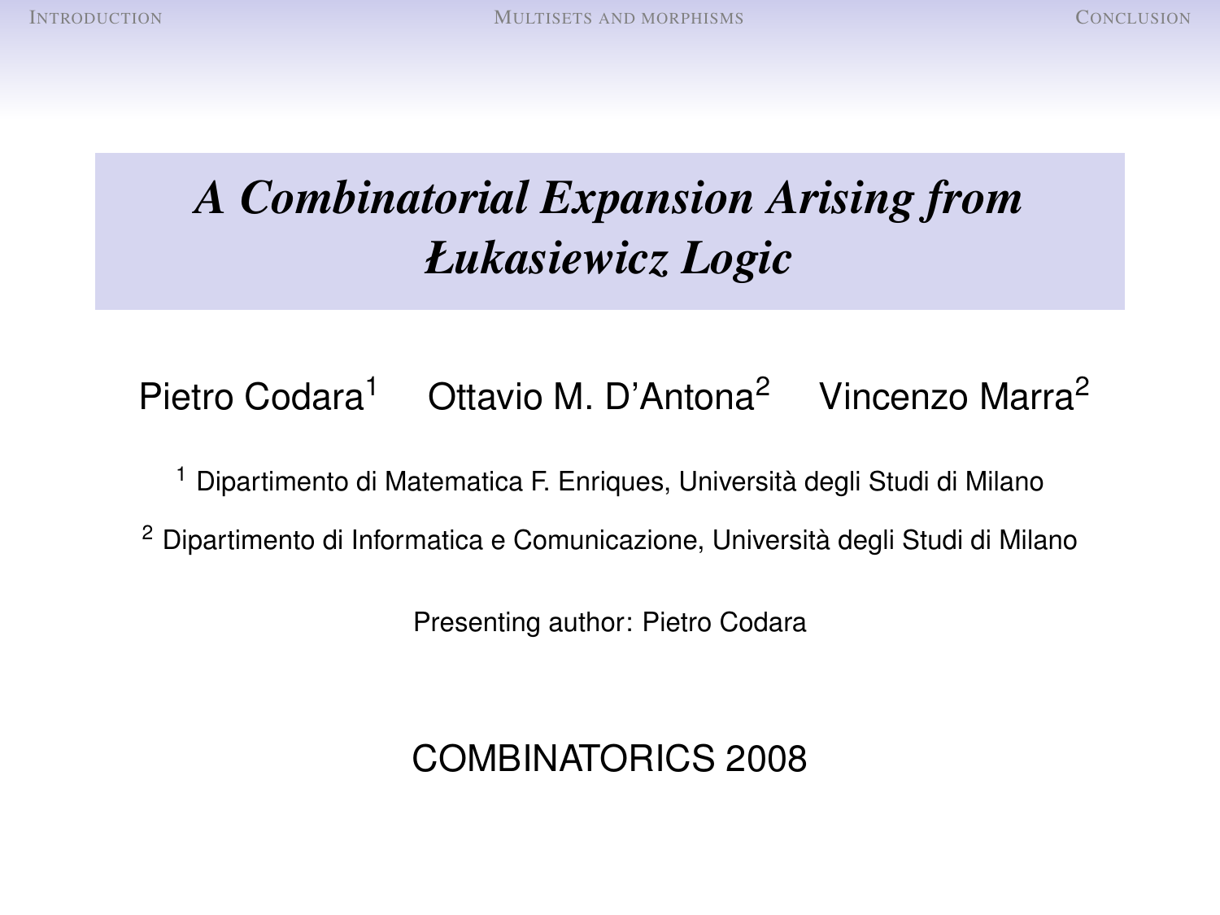# *A Combinatorial Expansion Arising from Łukasiewicz Logic*

Pietro Codara[1]   Ottavio M. D'Antona[2]   Vincenzo Marra[2]

[1] Dipartimento di Matematica F. Enriques, Università degli Studi di Milano

[2] Dipartimento di Informatica e Comunicazione, Università degli Studi di Milano

Presenting author: Pietro Codara

COMBINATORICS 2008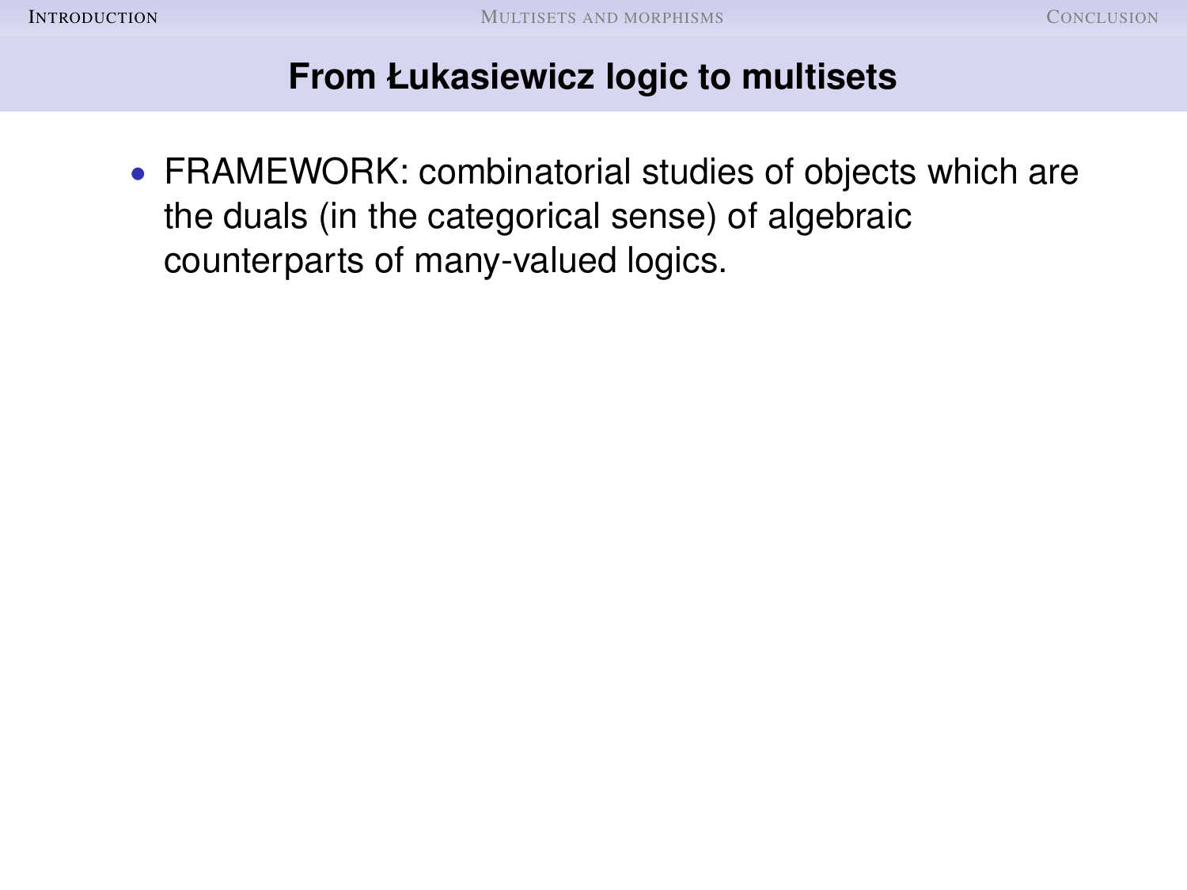## From Łukasiewicz logic to multisets

- FRAMEWORK: combinatorial studies of objects which are the duals (in the categorical sense) of algebraic counterparts of many-valued logics.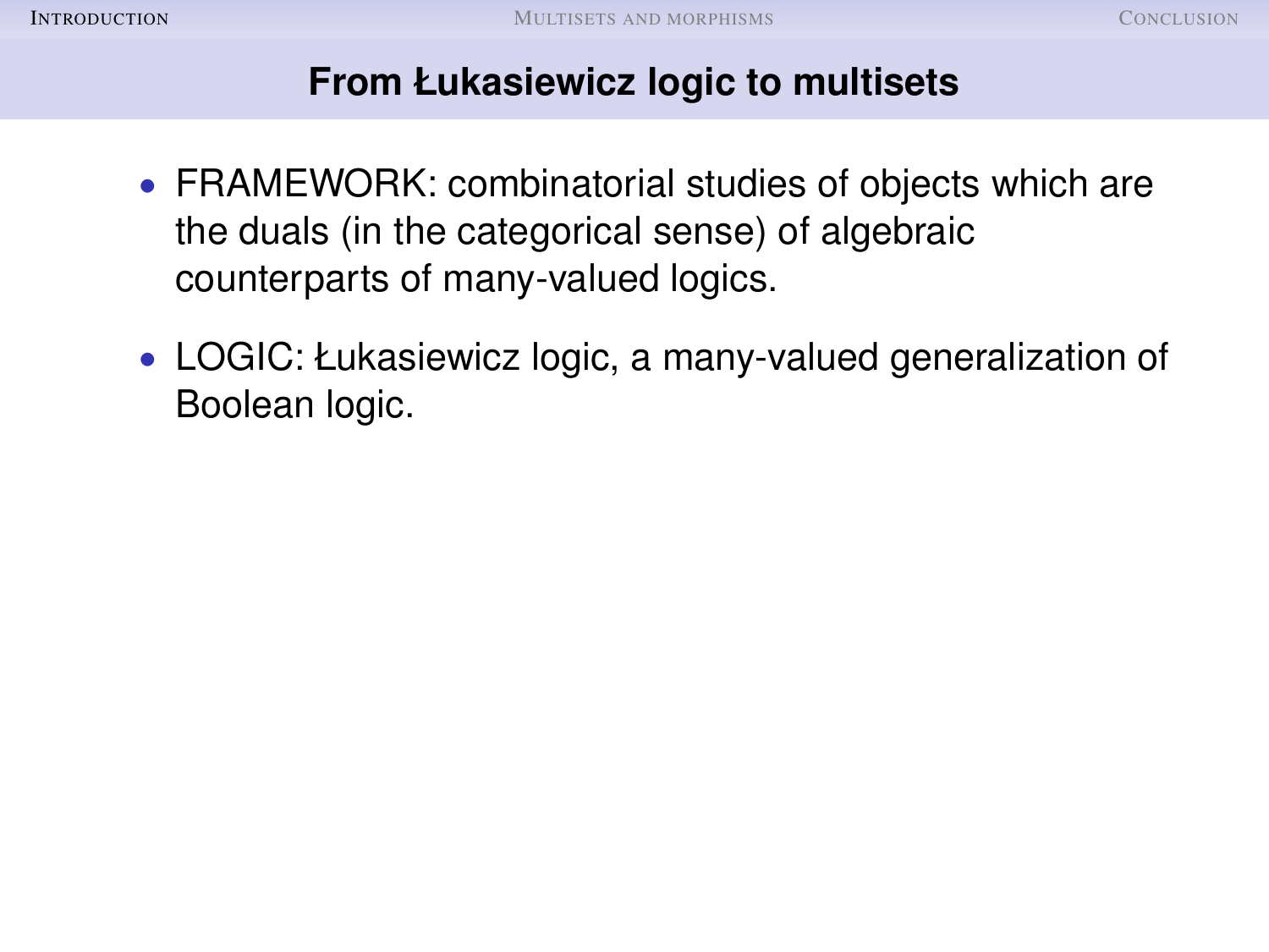## From Łukasiewicz logic to multisets

- FRAMEWORK: combinatorial studies of objects which are the duals (in the categorical sense) of algebraic counterparts of many-valued logics.
- LOGIC: Łukasiewicz logic, a many-valued generalization of Boolean logic.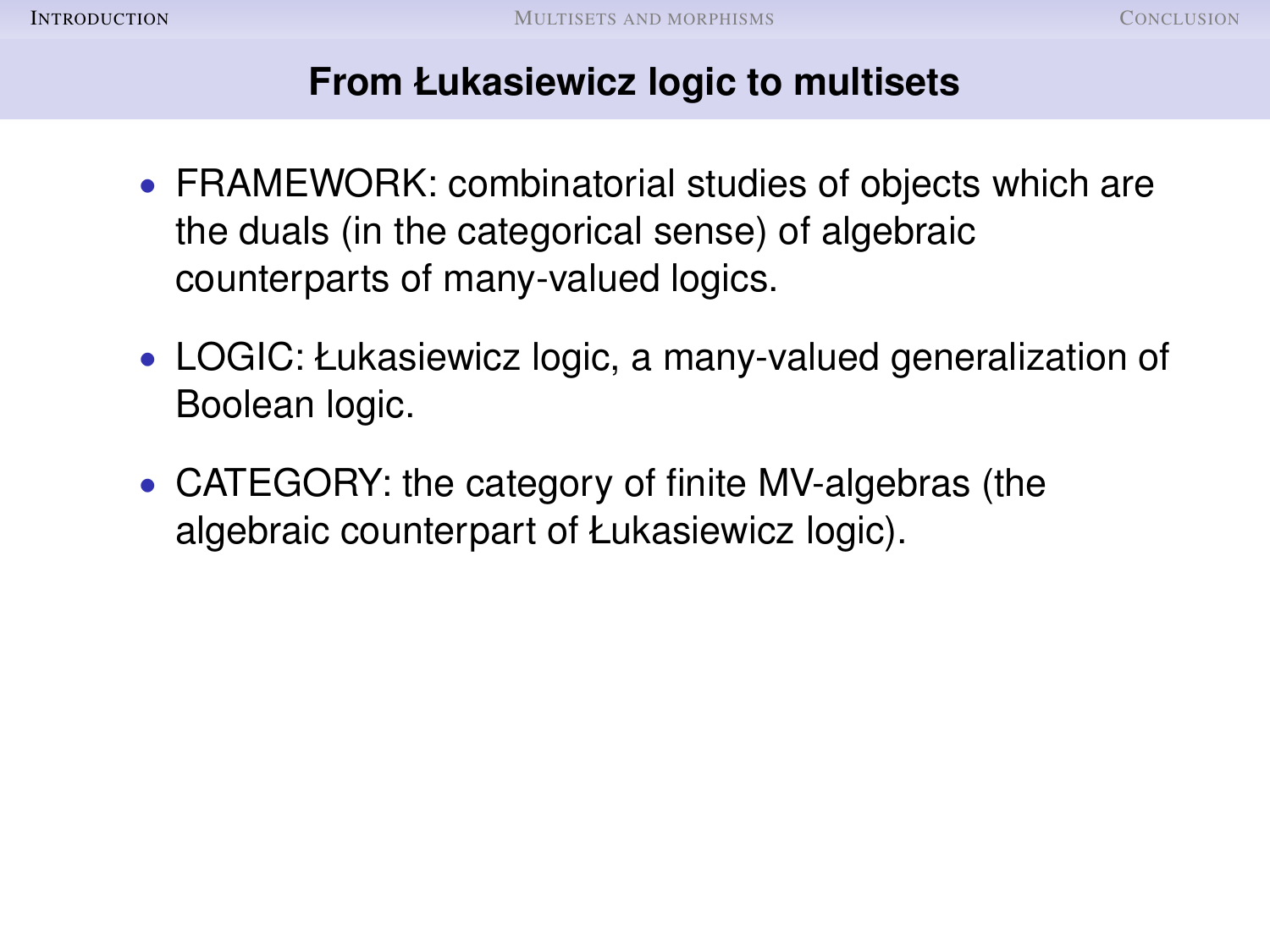## From Łukasiewicz logic to multisets

- FRAMEWORK: combinatorial studies of objects which are the duals (in the categorical sense) of algebraic counterparts of many-valued logics.
- LOGIC: Łukasiewicz logic, a many-valued generalization of Boolean logic.
- CATEGORY: the category of finite MV-algebras (the algebraic counterpart of Łukasiewicz logic).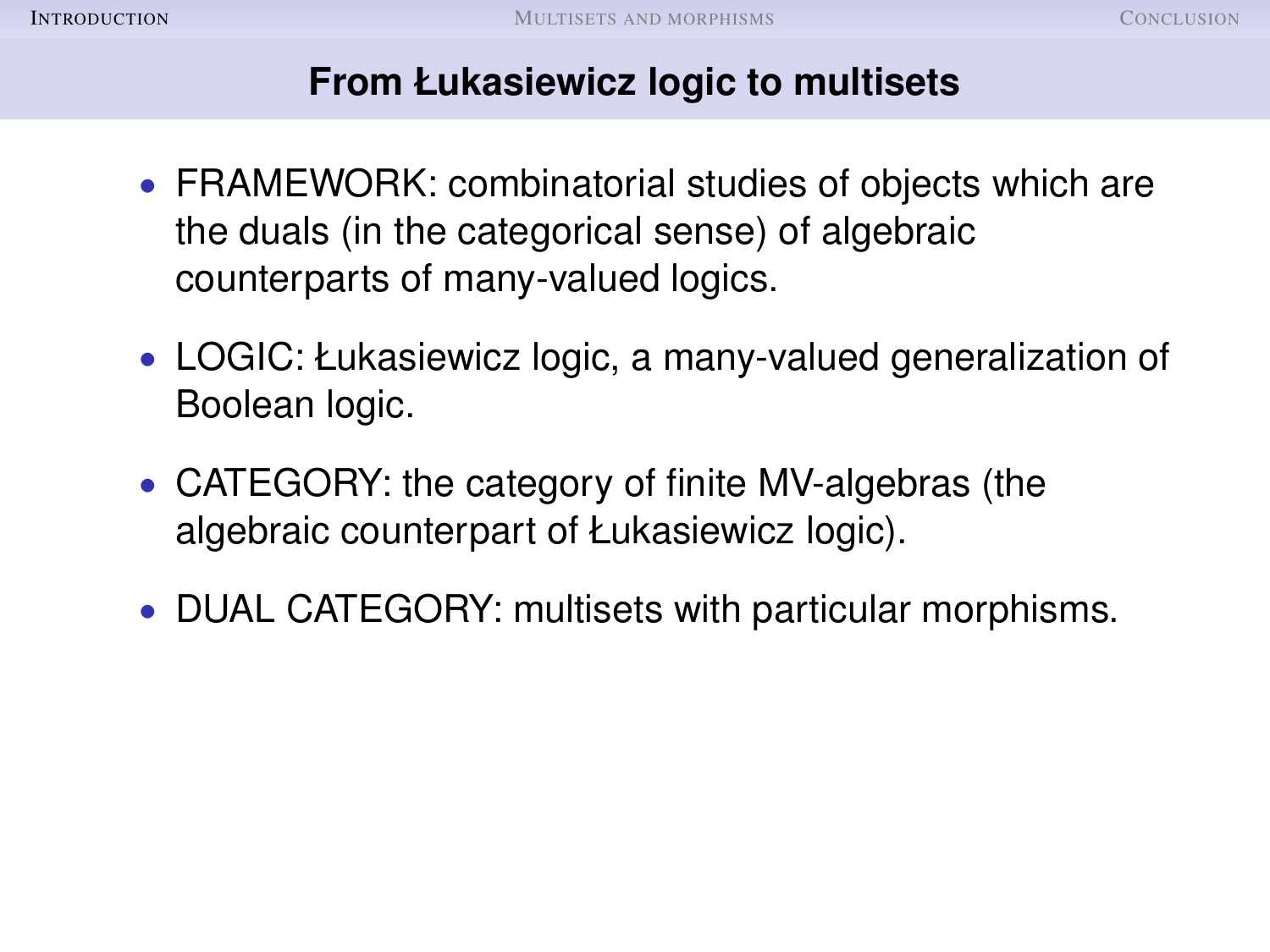## From Łukasiewicz logic to multisets

- FRAMEWORK: combinatorial studies of objects which are the duals (in the categorical sense) of algebraic counterparts of many-valued logics.
- LOGIC: Łukasiewicz logic, a many-valued generalization of Boolean logic.
- CATEGORY: the category of finite MV-algebras (the algebraic counterpart of Łukasiewicz logic).
- DUAL CATEGORY: multisets with particular morphisms.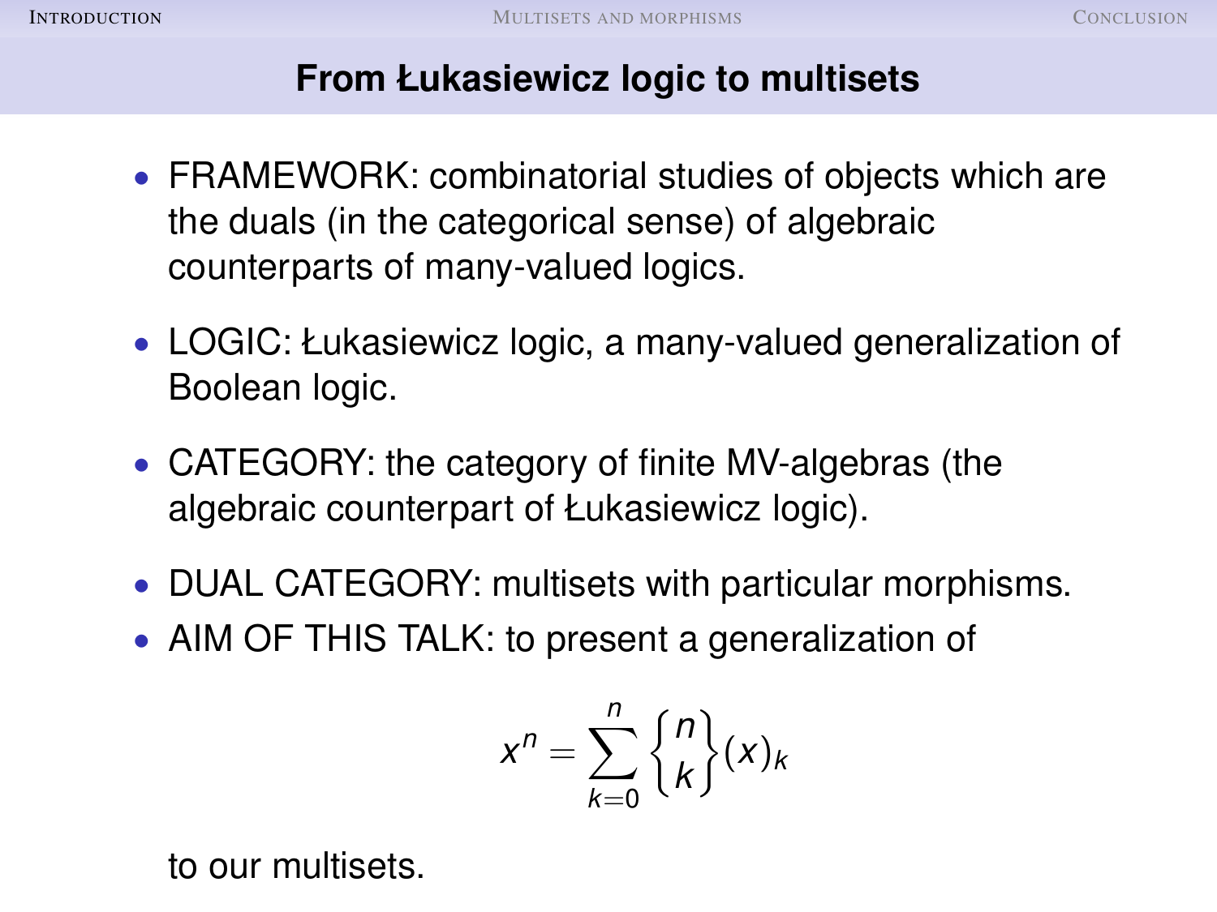## From Łukasiewicz logic to multisets

- FRAMEWORK: combinatorial studies of objects which are the duals (in the categorical sense) of algebraic counterparts of many-valued logics.
- LOGIC: Łukasiewicz logic, a many-valued generalization of Boolean logic.
- CATEGORY: the category of finite MV-algebras (the algebraic counterpart of Łukasiewicz logic).
- DUAL CATEGORY: multisets with particular morphisms.
- AIM OF THIS TALK: to present a generalization of

$$x^n = \sum_{k=0}^{n} \left\{ {n \atop k} \right\} (x)_k$$

to our multisets.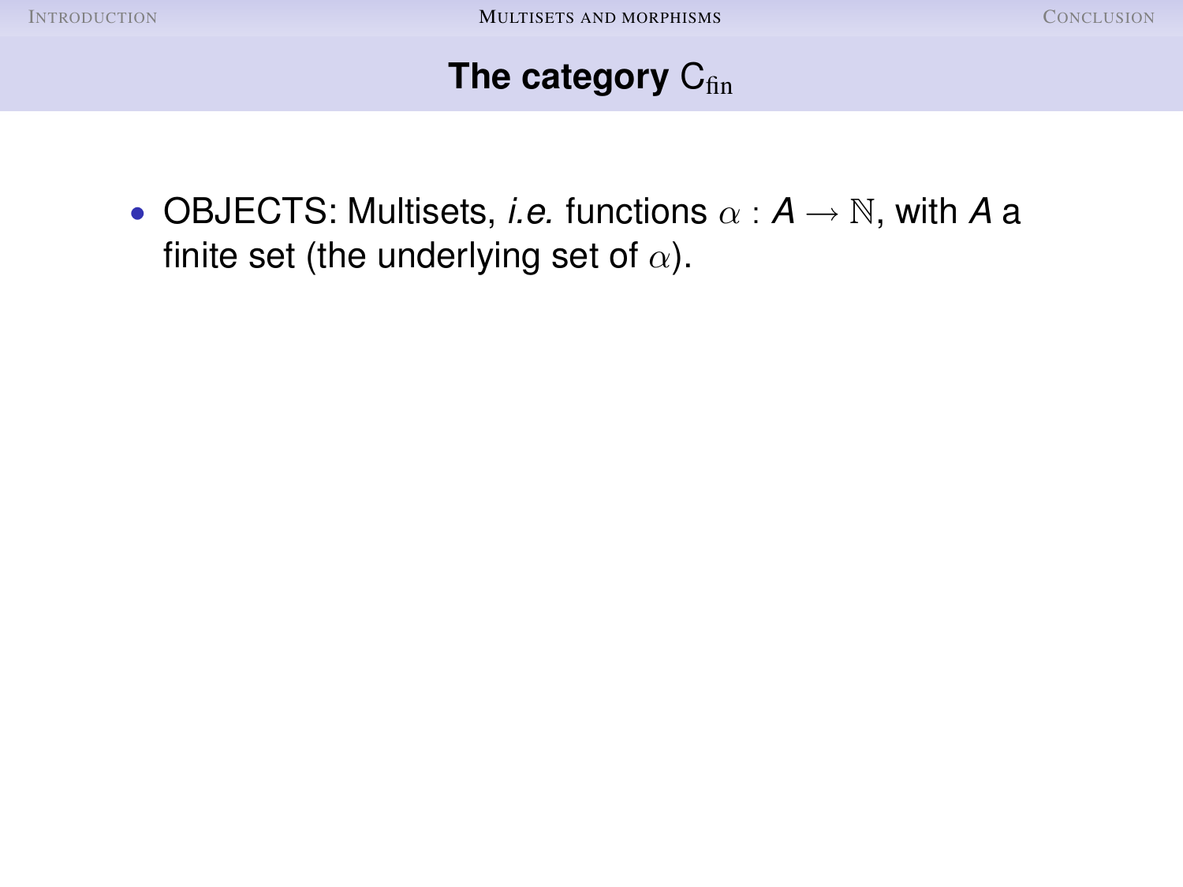# The category $C_{\text{fin}}$

- OBJECTS: Multisets, *i.e.* functions $\alpha : A \to \mathbb{N}$, with $A$ a finite set (the underlying set of $\alpha$).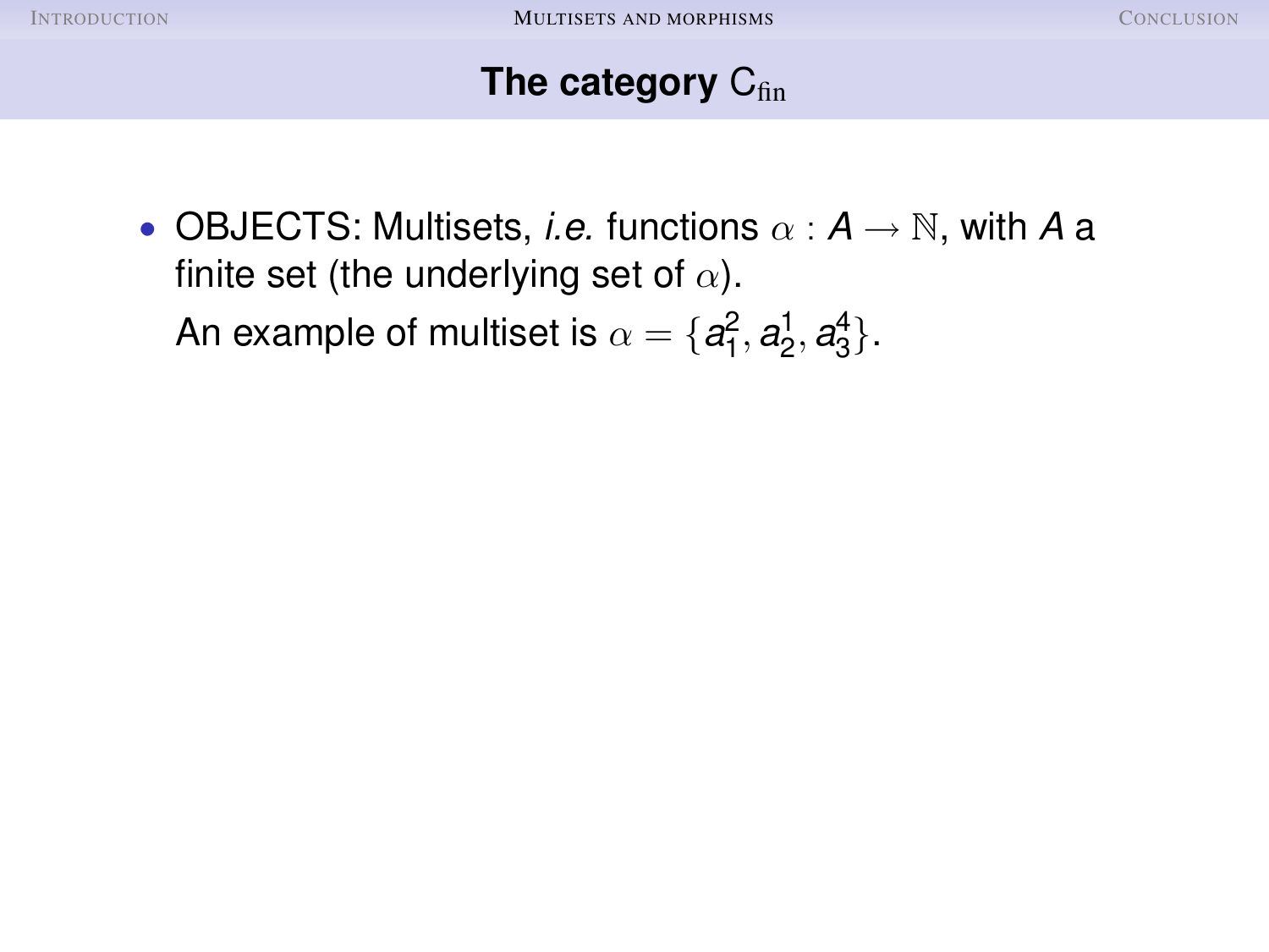## The category $\mathsf{C}_{\text{fin}}$

- OBJECTS: Multisets, *i.e.* functions $\alpha : A \to \mathbb{N}$, with $A$ a finite set (the underlying set of $\alpha$).

  An example of multiset is $\alpha = \{a_1^2, a_2^1, a_3^4\}$.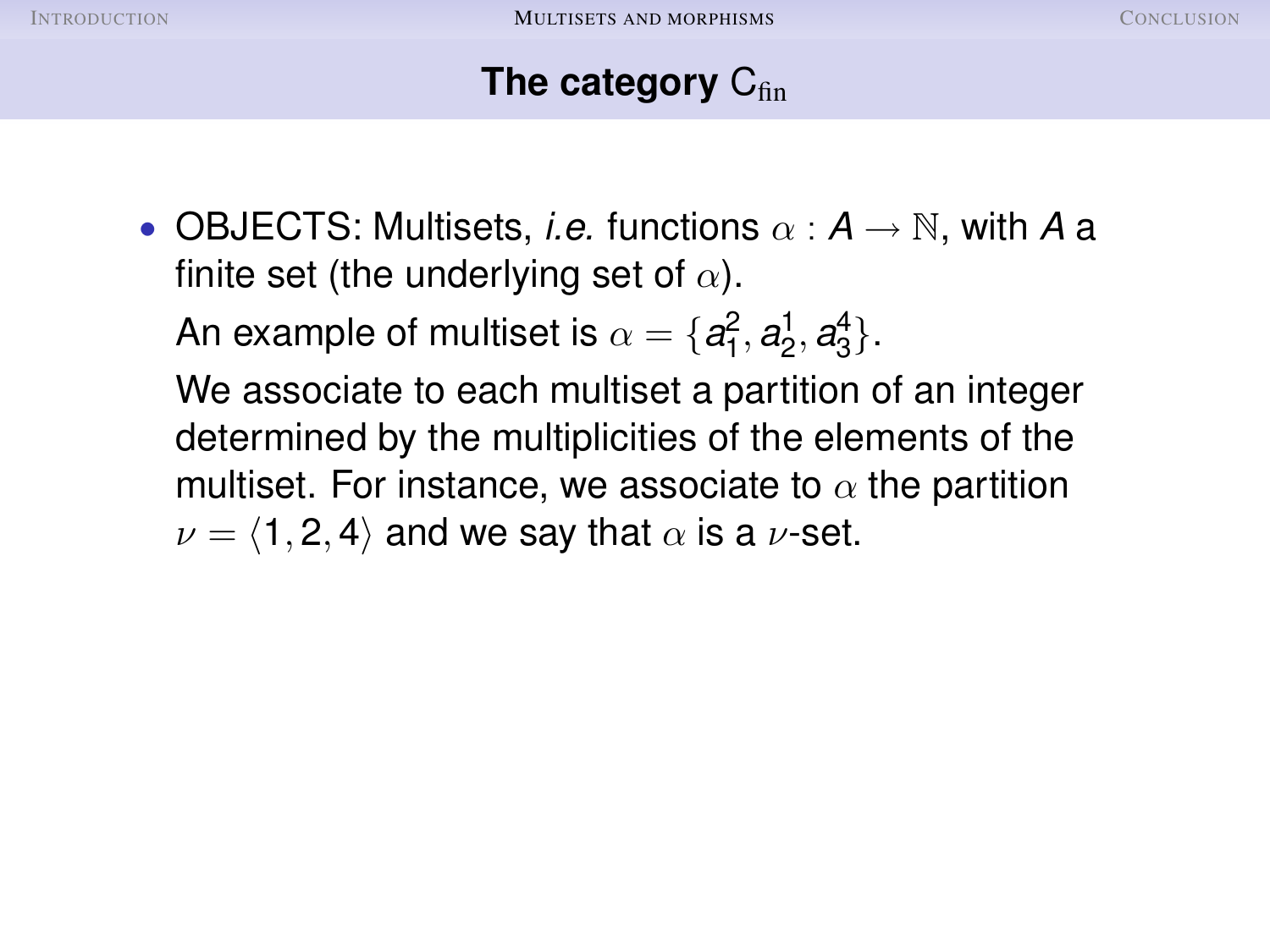## The category $C_{\text{fin}}$

- OBJECTS: Multisets, *i.e.* functions $\alpha : A \to \mathbb{N}$, with $A$ a finite set (the underlying set of $\alpha$).

  An example of multiset is $\alpha = \{a_1^2, a_2^1, a_3^4\}$.

  We associate to each multiset a partition of an integer determined by the multiplicities of the elements of the multiset. For instance, we associate to $\alpha$ the partition $\nu = \langle 1, 2, 4 \rangle$ and we say that $\alpha$ is a $\nu$-set.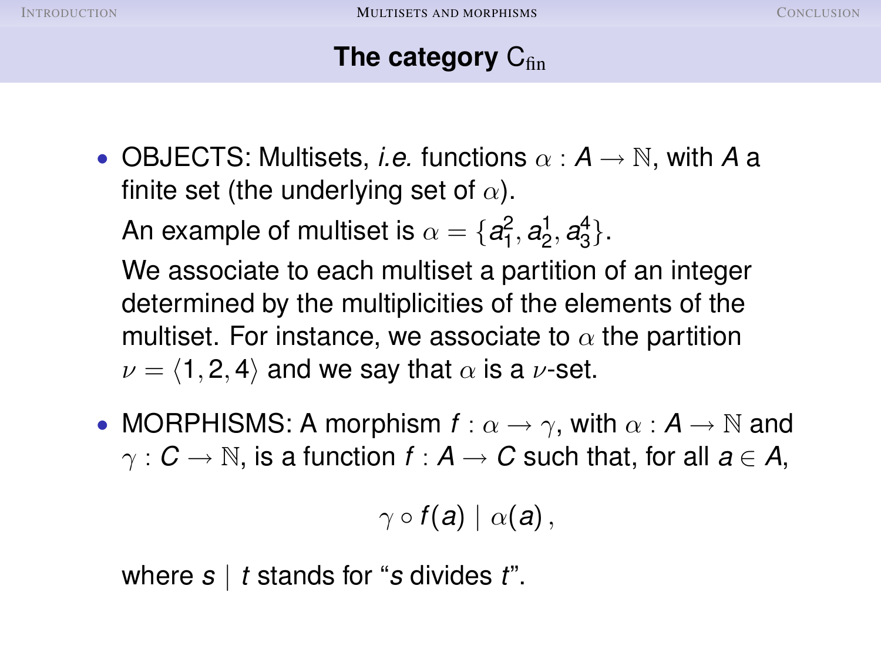## The category $\mathrm{C}_{\mathrm{fin}}$

- OBJECTS: Multisets, *i.e.* functions $\alpha : A \to \mathbb{N}$, with $A$ a finite set (the underlying set of $\alpha$).

  An example of multiset is $\alpha = \{a_1^2, a_2^1, a_3^4\}$.

  We associate to each multiset a partition of an integer determined by the multiplicities of the elements of the multiset. For instance, we associate to $\alpha$ the partition $\nu = \langle 1, 2, 4 \rangle$ and we say that $\alpha$ is a $\nu$-set.

- MORPHISMS: A morphism $f : \alpha \to \gamma$, with $\alpha : A \to \mathbb{N}$ and $\gamma : C \to \mathbb{N}$, is a function $f : A \to C$ such that, for all $a \in A$,

  $$\gamma \circ f(a) \mid \alpha(a)\,,$$

  where $s \mid t$ stands for "$s$ divides $t$".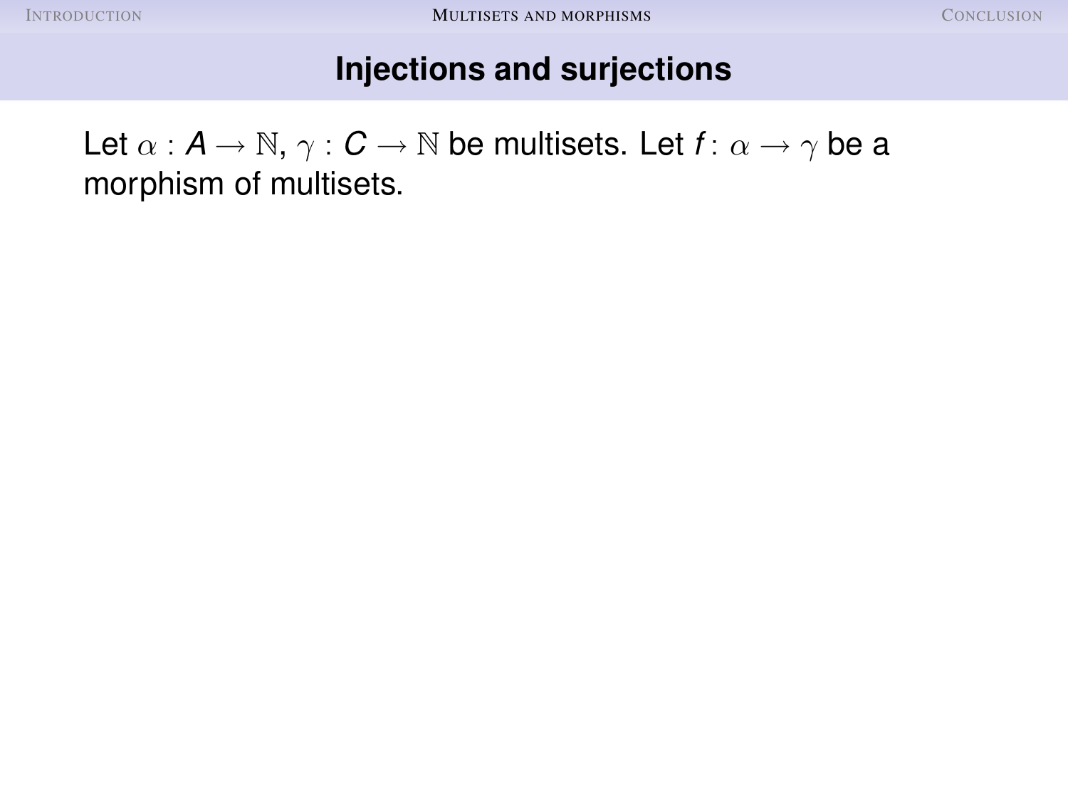## Injections and surjections

Let $\alpha : A \to \mathbb{N}$, $\gamma : C \to \mathbb{N}$ be multisets. Let $f : \alpha \to \gamma$ be a morphism of multisets.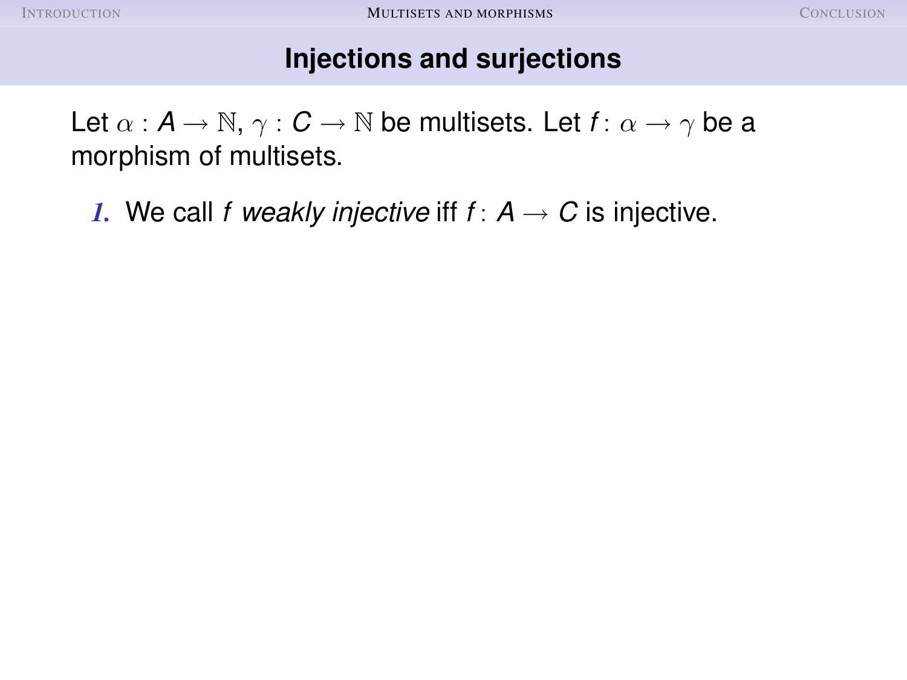## Injections and surjections

Let $\alpha : A \to \mathbb{N}$, $\gamma : C \to \mathbb{N}$ be multisets. Let $f : \alpha \to \gamma$ be a morphism of multisets.

1. We call $f$ *weakly injective* iff $f : A \to C$ is injective.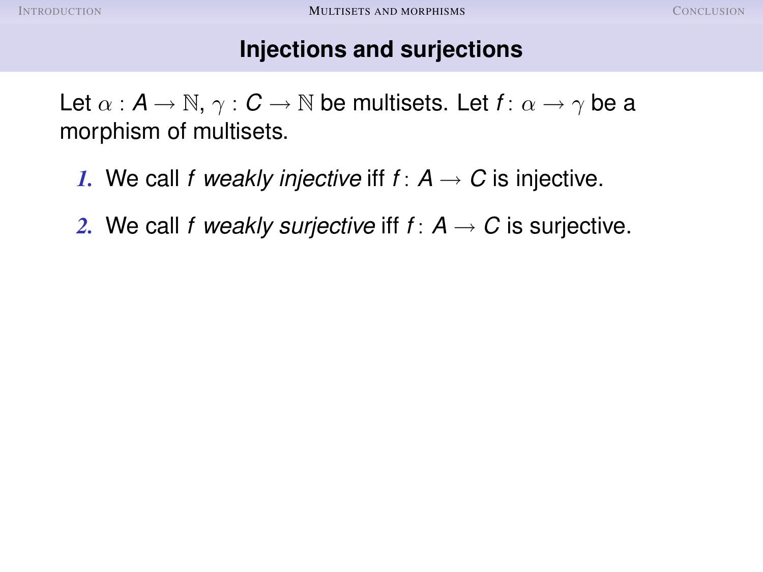## Injections and surjections

Let $\alpha : A \to \mathbb{N}$, $\gamma : C \to \mathbb{N}$ be multisets. Let $f \colon \alpha \to \gamma$ be a morphism of multisets.

1. We call $f$ *weakly injective* iff $f \colon A \to C$ is injective.
2. We call $f$ *weakly surjective* iff $f \colon A \to C$ is surjective.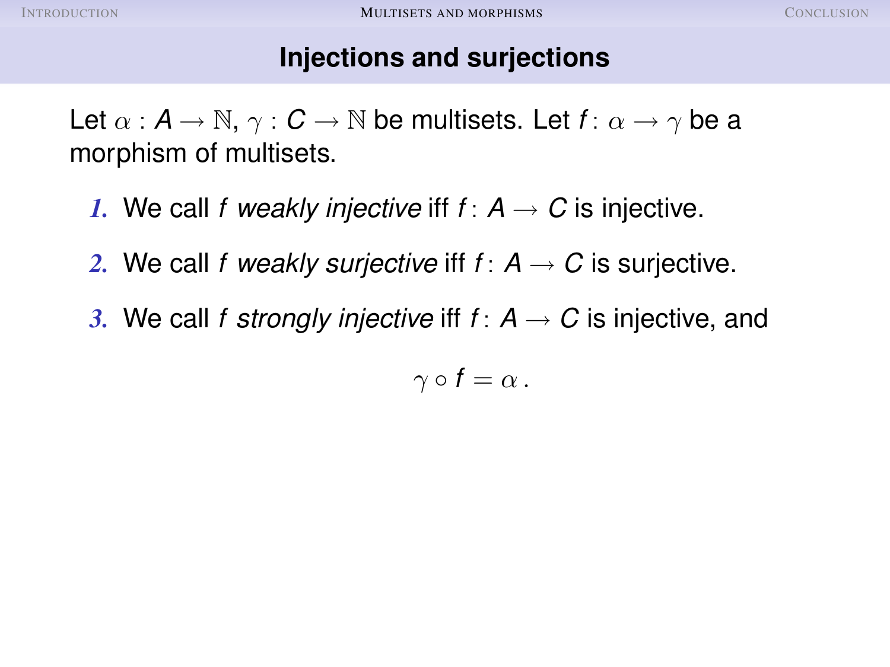## Injections and surjections

Let $\alpha : A \to \mathbb{N}$, $\gamma : C \to \mathbb{N}$ be multisets. Let $f\colon \alpha \to \gamma$ be a morphism of multisets.

1. We call $f$ *weakly injective* iff $f\colon A \to C$ is injective.
2. We call $f$ *weakly surjective* iff $f\colon A \to C$ is surjective.
3. We call $f$ *strongly injective* iff $f\colon A \to C$ is injective, and

$$\gamma \circ f = \alpha \, .$$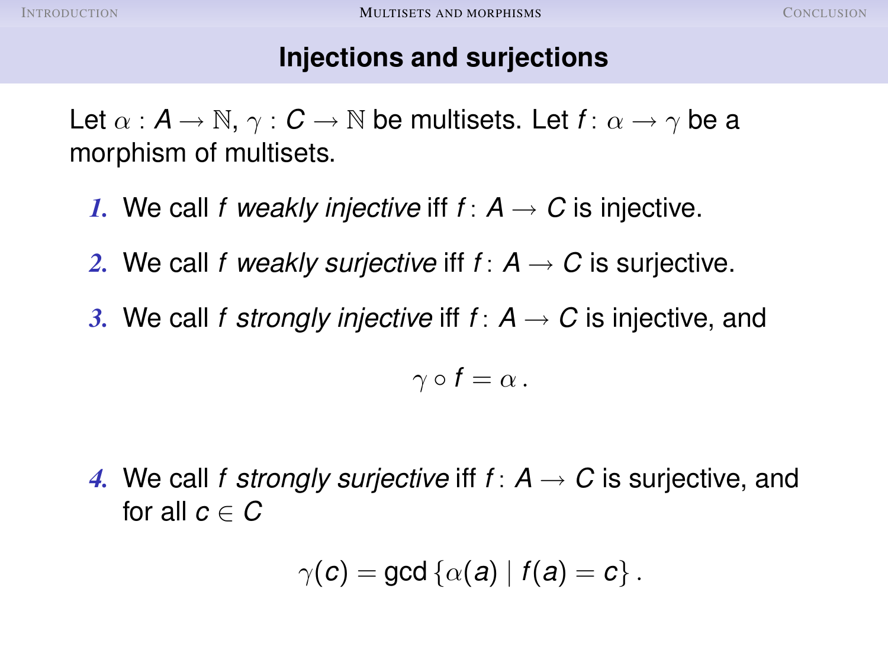## Injections and surjections

Let $\alpha : A \to \mathbb{N}$, $\gamma : C \to \mathbb{N}$ be multisets. Let $f : \alpha \to \gamma$ be a morphism of multisets.

1. We call $f$ *weakly injective* iff $f : A \to C$ is injective.
2. We call $f$ *weakly surjective* iff $f : A \to C$ is surjective.
3. We call $f$ *strongly injective* iff $f : A \to C$ is injective, and

$$\gamma \circ f = \alpha \,.$$

4. We call $f$ *strongly surjective* iff $f : A \to C$ is surjective, and for all $c \in C$

$$\gamma(c) = \gcd \{\alpha(a) \mid f(a) = c\} \,.$$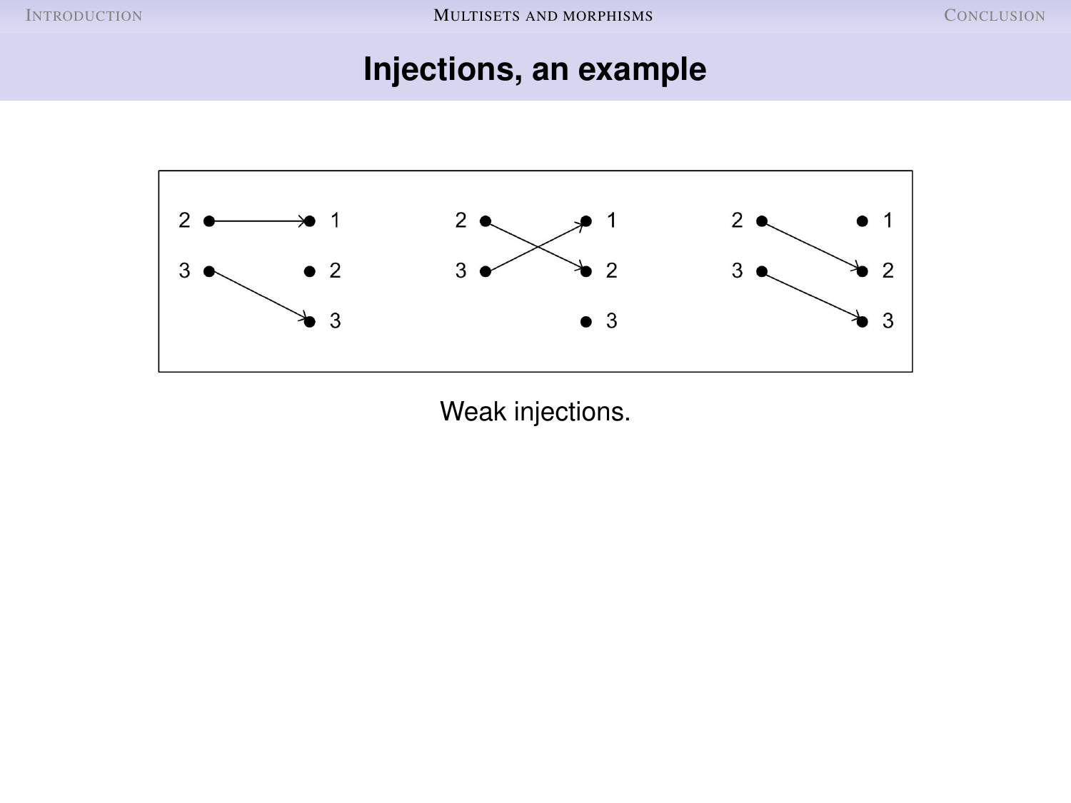# Injections, an example

Weak injections.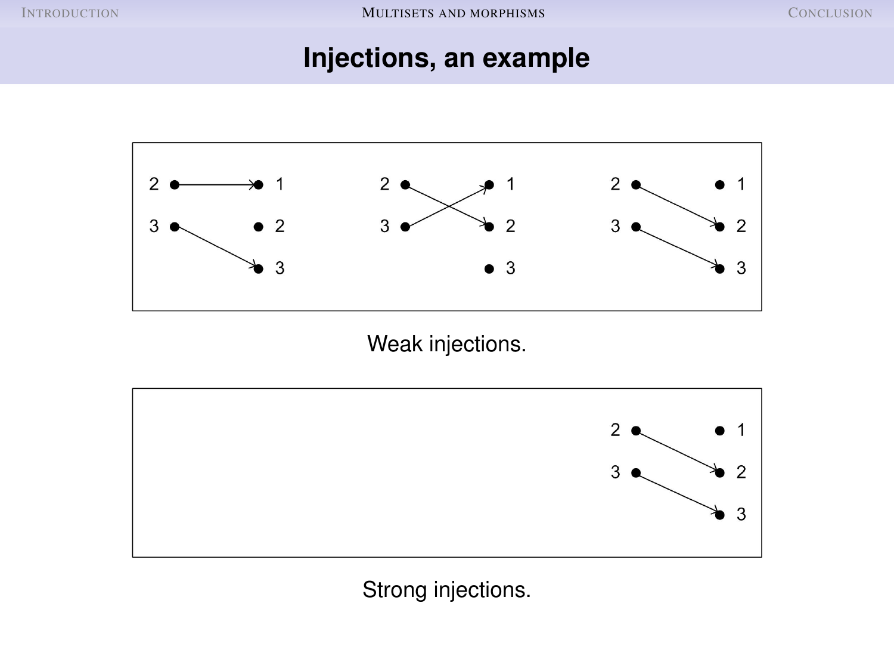# Injections, an example

Weak injections.

Strong injections.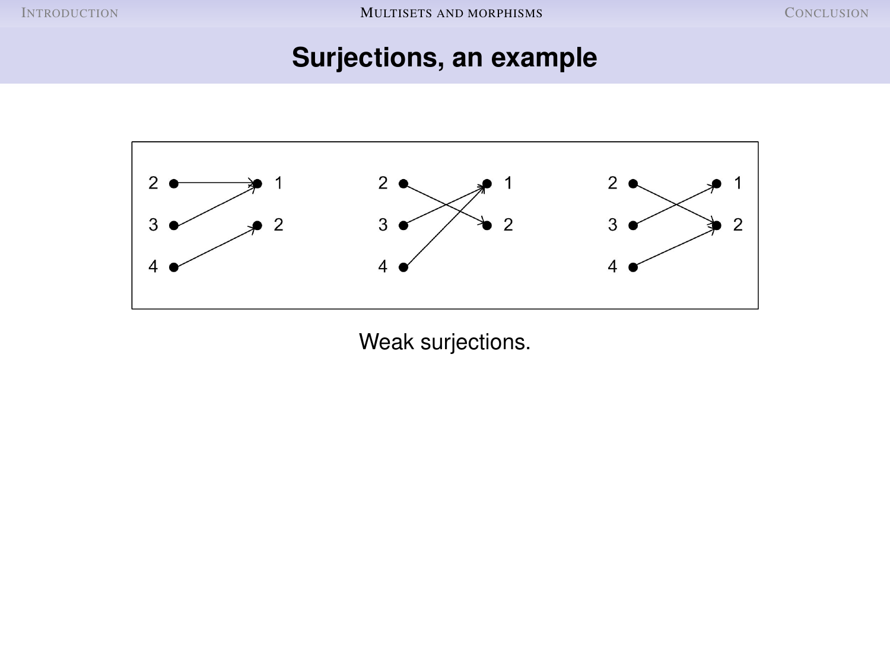# Surjections, an example

Weak surjections.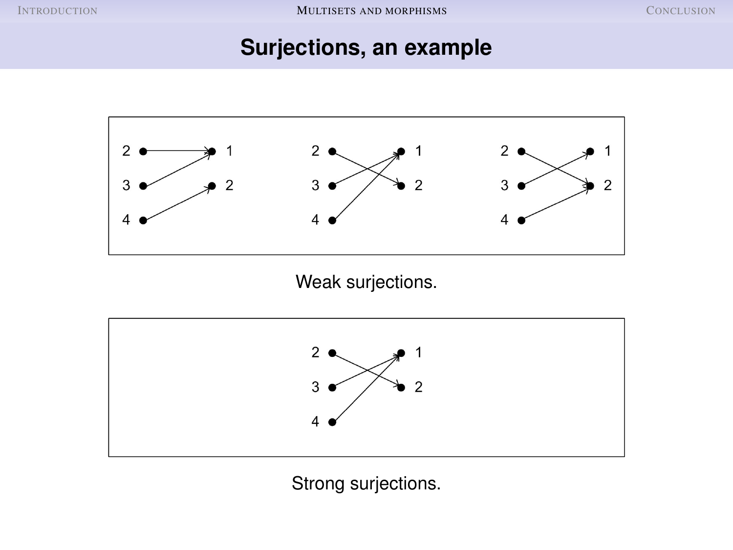# Surjections, an example

Weak surjections.

Strong surjections.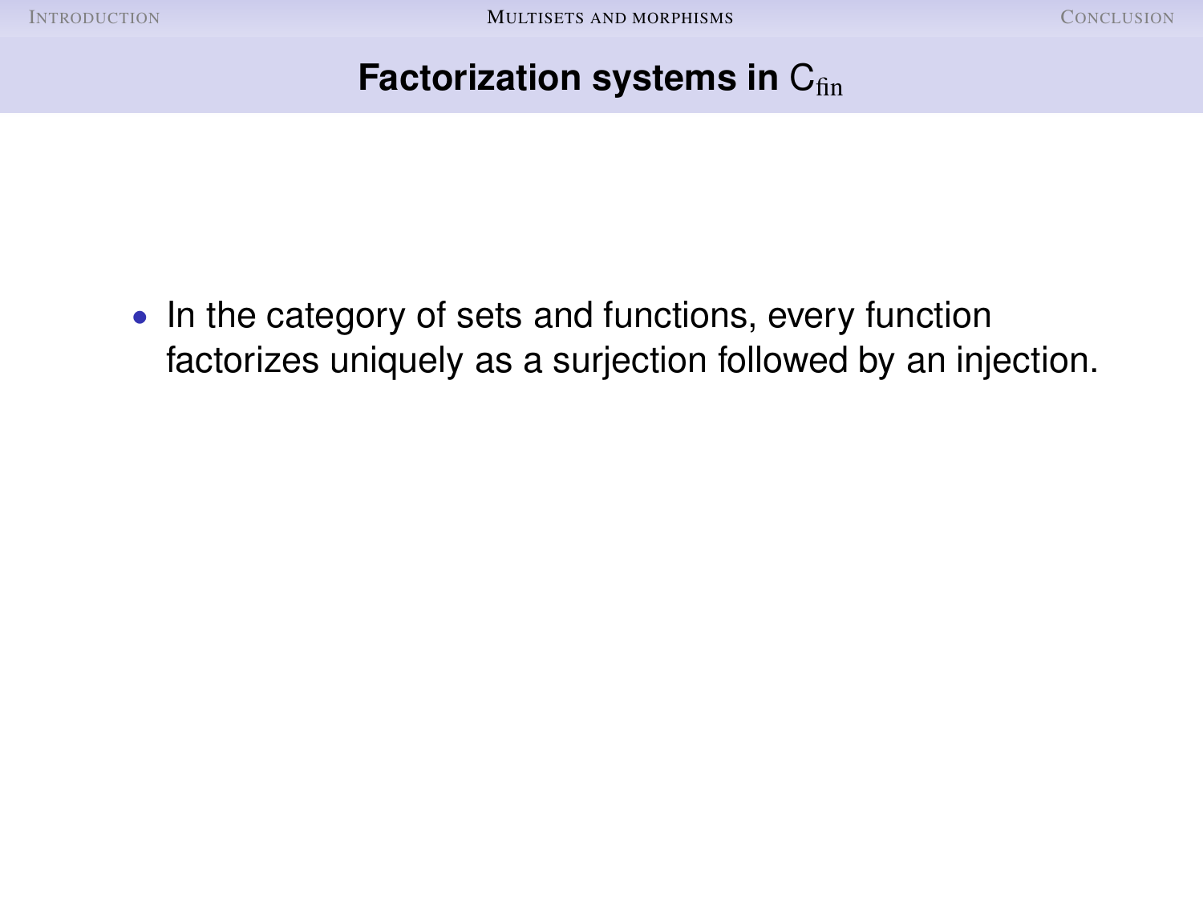## Factorization systems in $\mathsf{C}_{\mathrm{fin}}$

- In the category of sets and functions, every function factorizes uniquely as a surjection followed by an injection.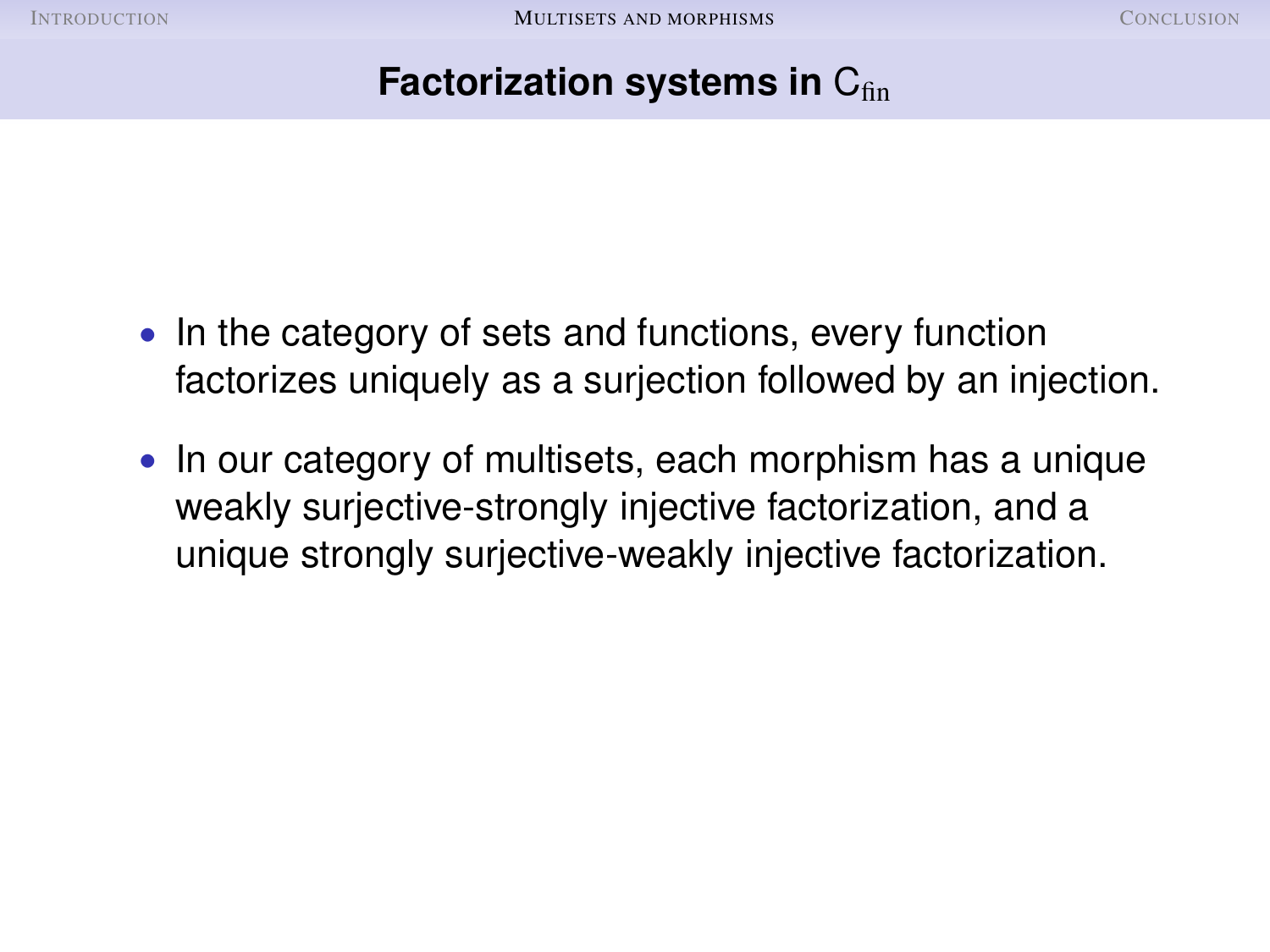## Factorization systems in $\mathsf{C}_{\text{fin}}$

- In the category of sets and functions, every function factorizes uniquely as a surjection followed by an injection.
- In our category of multisets, each morphism has a unique weakly surjective-strongly injective factorization, and a unique strongly surjective-weakly injective factorization.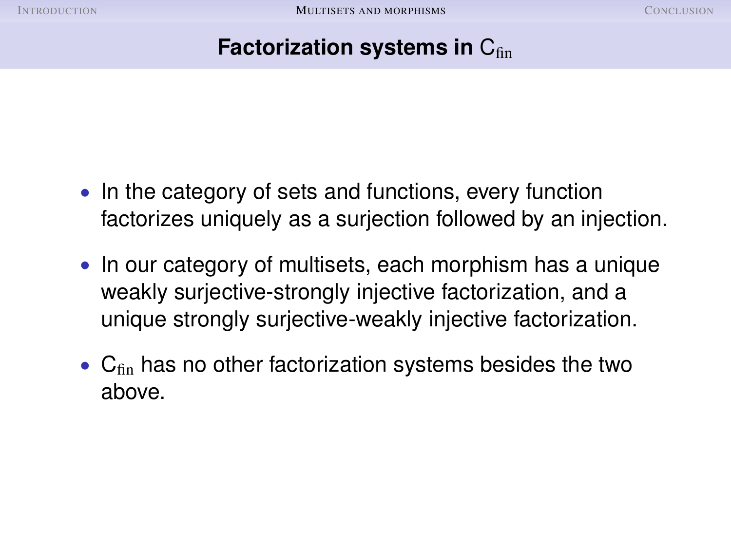## Factorization systems in $\mathsf{C}_{\text{fin}}$

- In the category of sets and functions, every function factorizes uniquely as a surjection followed by an injection.
- In our category of multisets, each morphism has a unique weakly surjective-strongly injective factorization, and a unique strongly surjective-weakly injective factorization.
- $\mathsf{C}_{\text{fin}}$ has no other factorization systems besides the two above.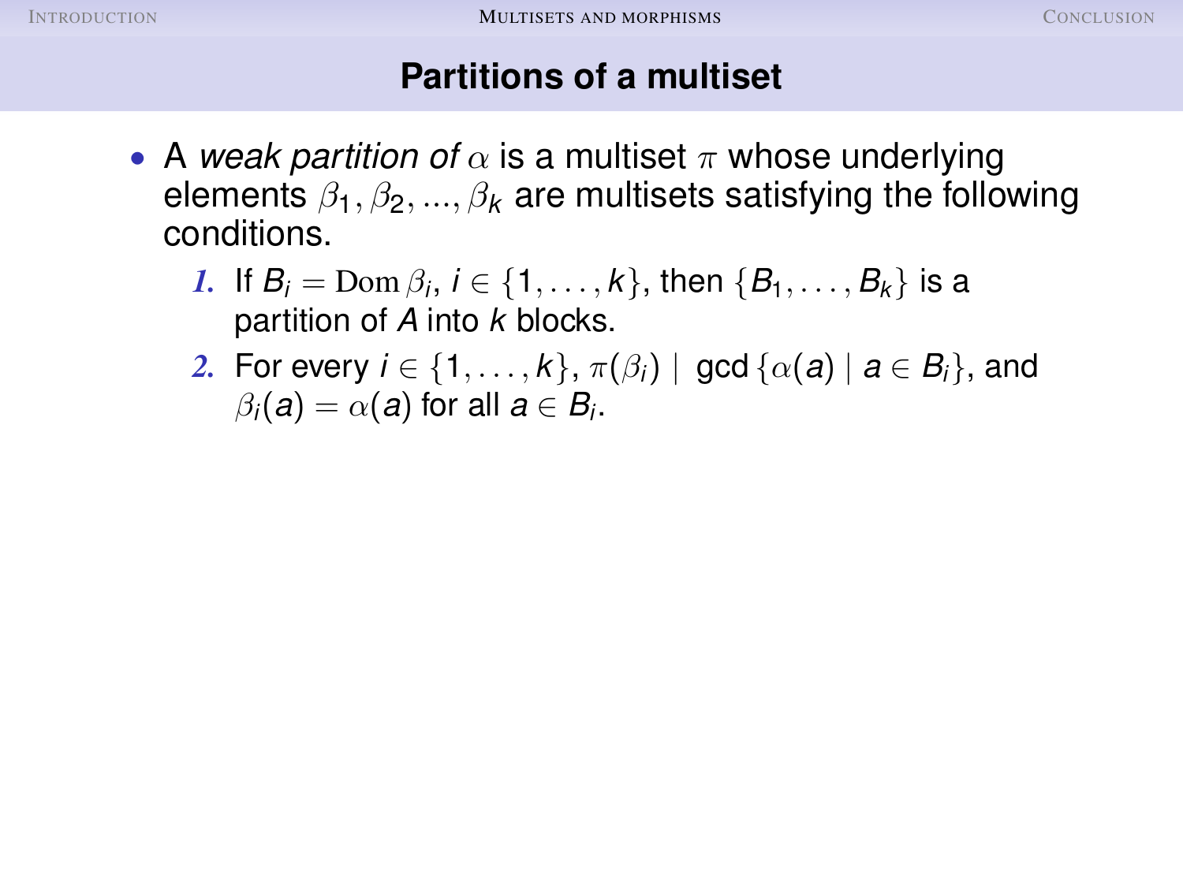## Partitions of a multiset

- A *weak partition of* $\alpha$ is a multiset $\pi$ whose underlying elements $\beta_1, \beta_2, ..., \beta_k$ are multisets satisfying the following conditions.
  1. If $B_i = \mathrm{Dom}\,\beta_i$, $i \in \{1, \ldots, k\}$, then $\{B_1, \ldots, B_k\}$ is a partition of $A$ into $k$ blocks.
  2. For every $i \in \{1, \ldots, k\}$, $\pi(\beta_i) \mid \gcd\{\alpha(a) \mid a \in B_i\}$, and $\beta_i(a) = \alpha(a)$ for all $a \in B_i$.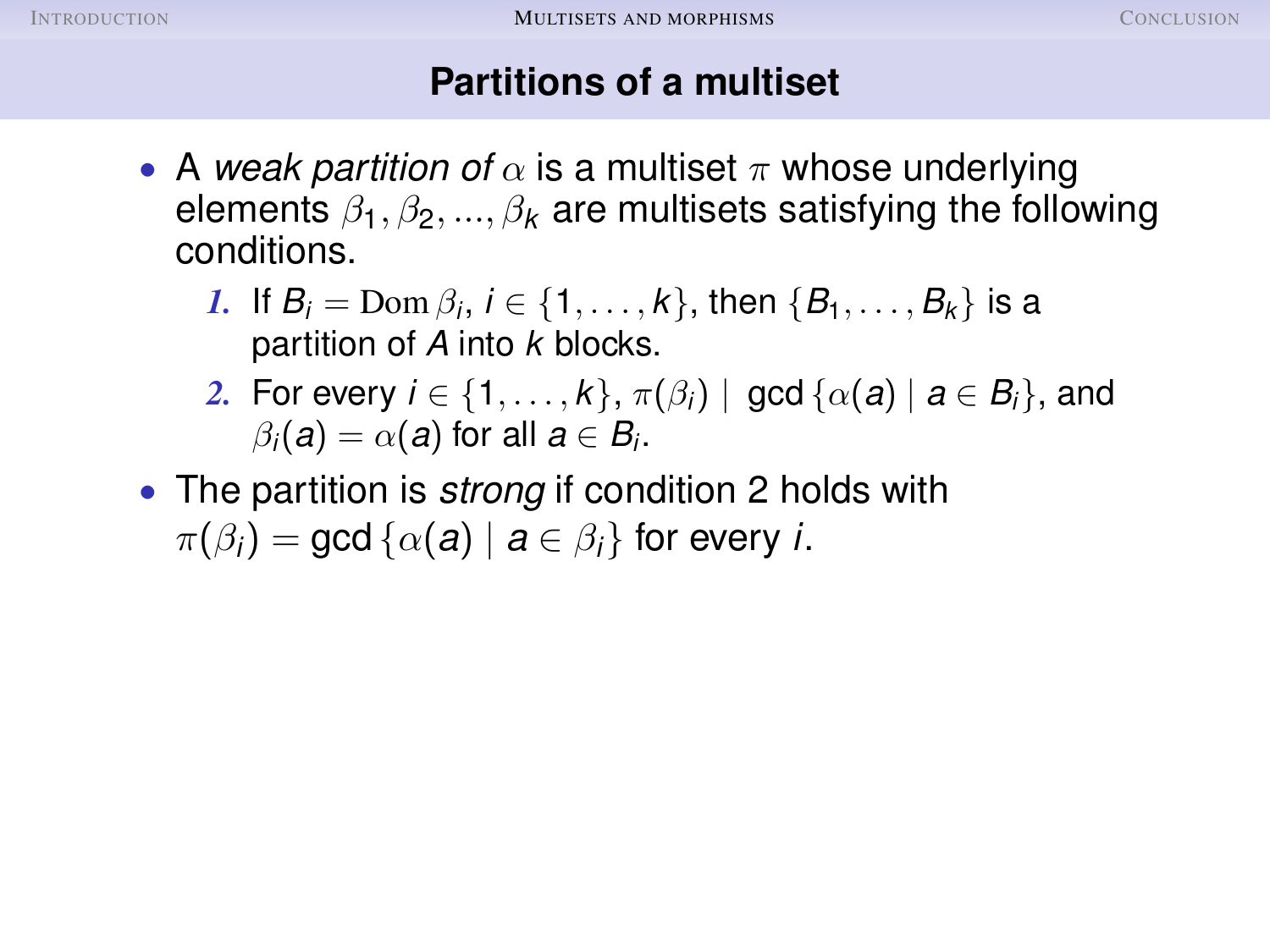## Partitions of a multiset

- A *weak partition of* $\alpha$ is a multiset $\pi$ whose underlying elements $\beta_1, \beta_2, ..., \beta_k$ are multisets satisfying the following conditions.
  1. If $B_i = \operatorname{Dom} \beta_i$, $i \in \{1, \ldots, k\}$, then $\{B_1, \ldots, B_k\}$ is a partition of $A$ into $k$ blocks.
  2. For every $i \in \{1, \ldots, k\}$, $\pi(\beta_i) \mid \gcd \{\alpha(a) \mid a \in B_i\}$, and $\beta_i(a) = \alpha(a)$ for all $a \in B_i$.
- The partition is *strong* if condition 2 holds with $\pi(\beta_i) = \gcd \{\alpha(a) \mid a \in \beta_i\}$ for every $i$.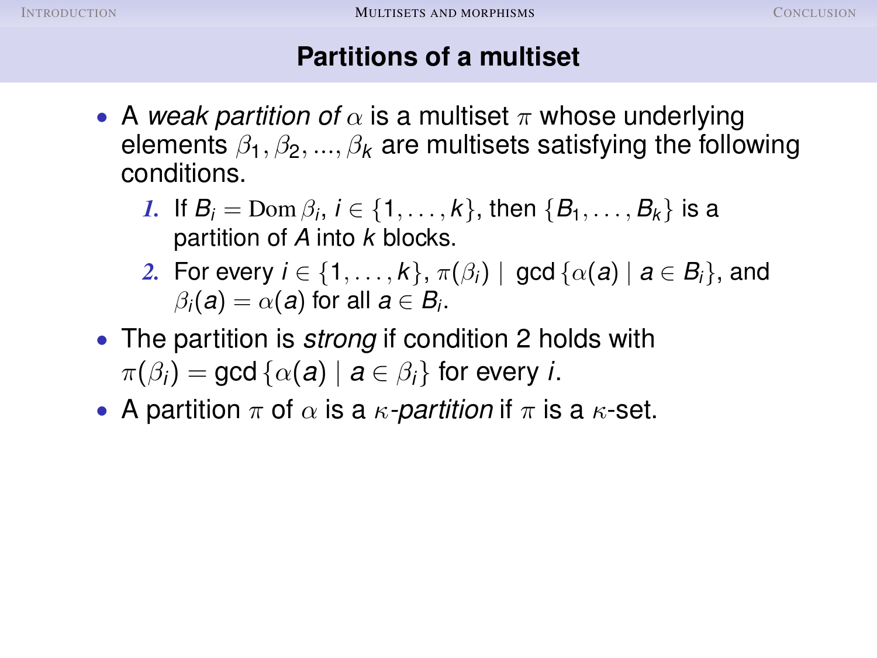## Partitions of a multiset

- A *weak partition of* $\alpha$ is a multiset $\pi$ whose underlying elements $\beta_1, \beta_2, ..., \beta_k$ are multisets satisfying the following conditions.
  1. If $B_i = \mathrm{Dom}\,\beta_i$, $i \in \{1, \ldots, k\}$, then $\{B_1, \ldots, B_k\}$ is a partition of $A$ into $k$ blocks.
  2. For every $i \in \{1, \ldots, k\}$, $\pi(\beta_i) \mid \gcd\{\alpha(a) \mid a \in B_i\}$, and $\beta_i(a) = \alpha(a)$ for all $a \in B_i$.
- The partition is *strong* if condition 2 holds with $\pi(\beta_i) = \gcd\{\alpha(a) \mid a \in \beta_i\}$ for every $i$.
- A partition $\pi$ of $\alpha$ is a $\kappa$*-partition* if $\pi$ is a $\kappa$-set.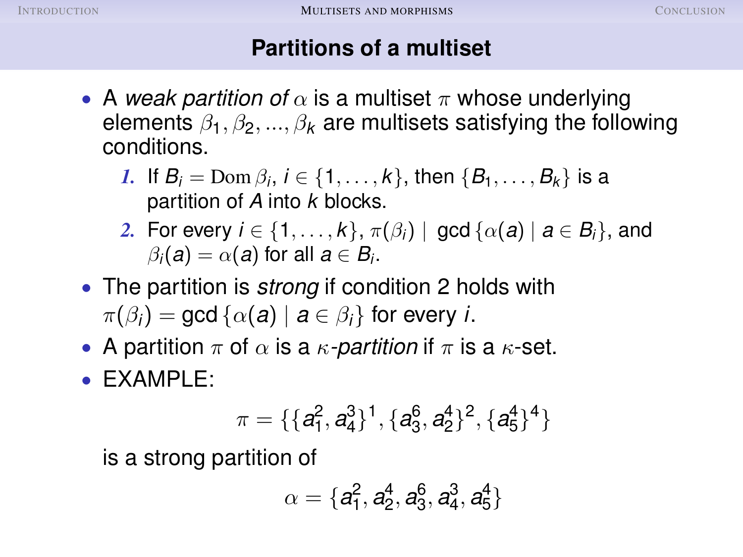## Partitions of a multiset

- A *weak partition of* $\alpha$ is a multiset $\pi$ whose underlying elements $\beta_1, \beta_2, ..., \beta_k$ are multisets satisfying the following conditions.
  1. If $B_i = \mathrm{Dom}\,\beta_i$, $i \in \{1, \ldots, k\}$, then $\{B_1, \ldots, B_k\}$ is a partition of $A$ into $k$ blocks.
  2. For every $i \in \{1, \ldots, k\}$, $\pi(\beta_i) \mid \gcd\{\alpha(a) \mid a \in B_i\}$, and $\beta_i(a) = \alpha(a)$ for all $a \in B_i$.
- The partition is *strong* if condition 2 holds with $\pi(\beta_i) = \gcd\{\alpha(a) \mid a \in \beta_i\}$ for every $i$.
- A partition $\pi$ of $\alpha$ is a *$\kappa$-partition* if $\pi$ is a $\kappa$-set.
- EXAMPLE:

$$\pi = \{\{a_1^2, a_4^3\}^1, \{a_3^6, a_2^4\}^2, \{a_5^4\}^4\}$$

is a strong partition of

$$\alpha = \{a_1^2, a_2^4, a_3^6, a_4^3, a_5^4\}$$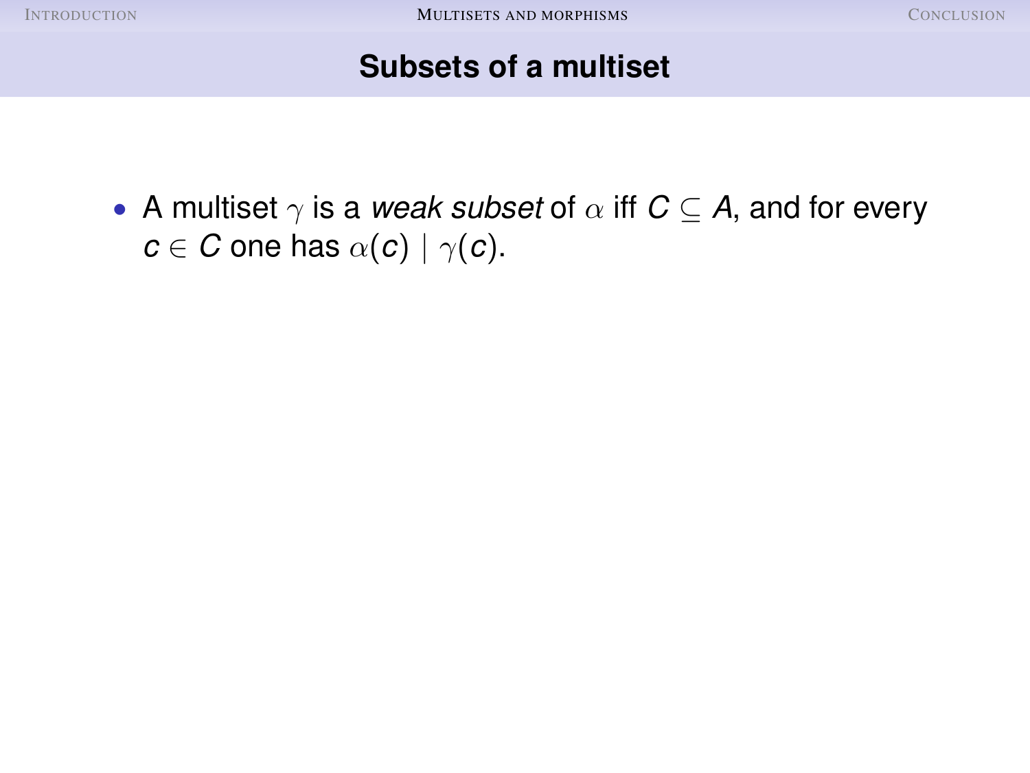## Subsets of a multiset

- A multiset $\gamma$ is a *weak subset* of $\alpha$ iff $C \subseteq A$, and for every $c \in C$ one has $\alpha(c) \mid \gamma(c)$.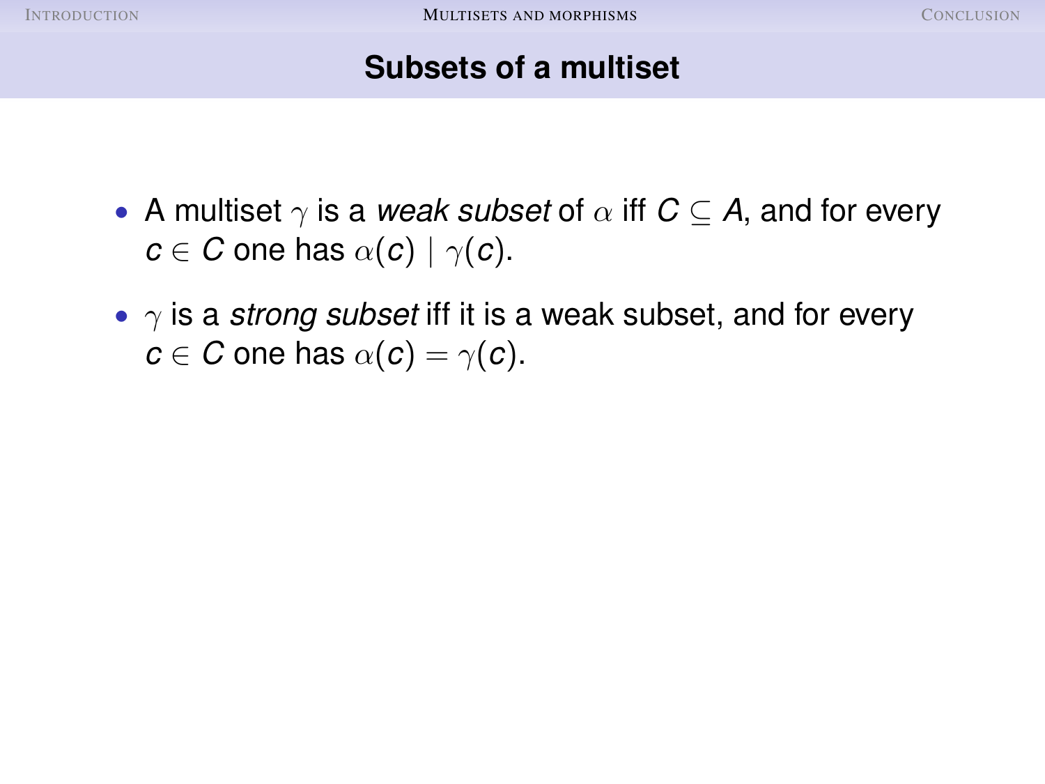## Subsets of a multiset

- A multiset $\gamma$ is a *weak subset* of $\alpha$ iff $C \subseteq A$, and for every $c \in C$ one has $\alpha(c) \mid \gamma(c)$.
- $\gamma$ is a *strong subset* iff it is a weak subset, and for every $c \in C$ one has $\alpha(c) = \gamma(c)$.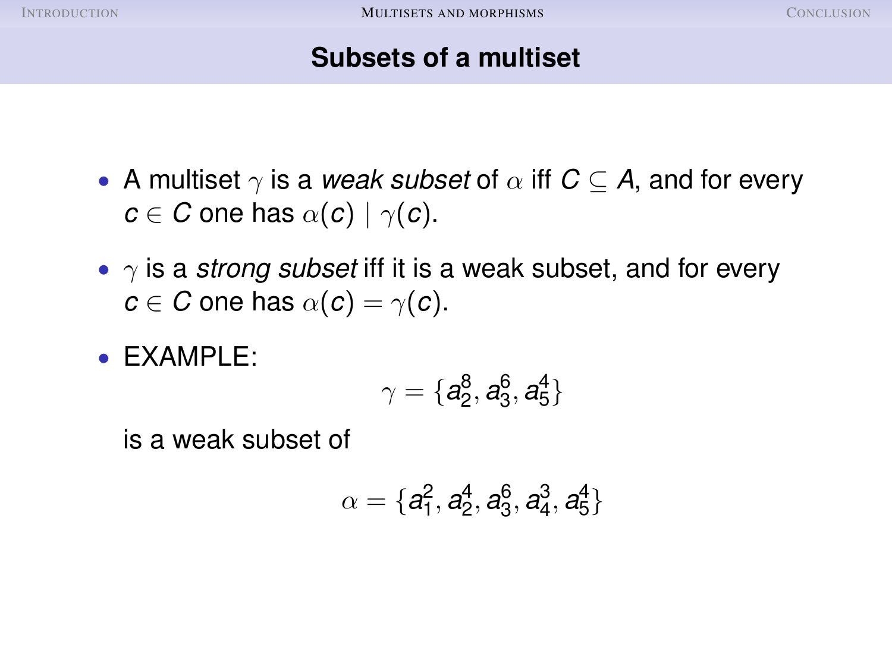## Subsets of a multiset

- A multiset $\gamma$ is a *weak subset* of $\alpha$ iff $C \subseteq A$, and for every $c \in C$ one has $\alpha(c) \mid \gamma(c)$.
- $\gamma$ is a *strong subset* iff it is a weak subset, and for every $c \in C$ one has $\alpha(c) = \gamma(c)$.
- EXAMPLE:

$$\gamma = \{a_2^8, a_3^6, a_5^4\}$$

is a weak subset of

$$\alpha = \{a_1^2, a_2^4, a_3^6, a_4^3, a_5^4\}$$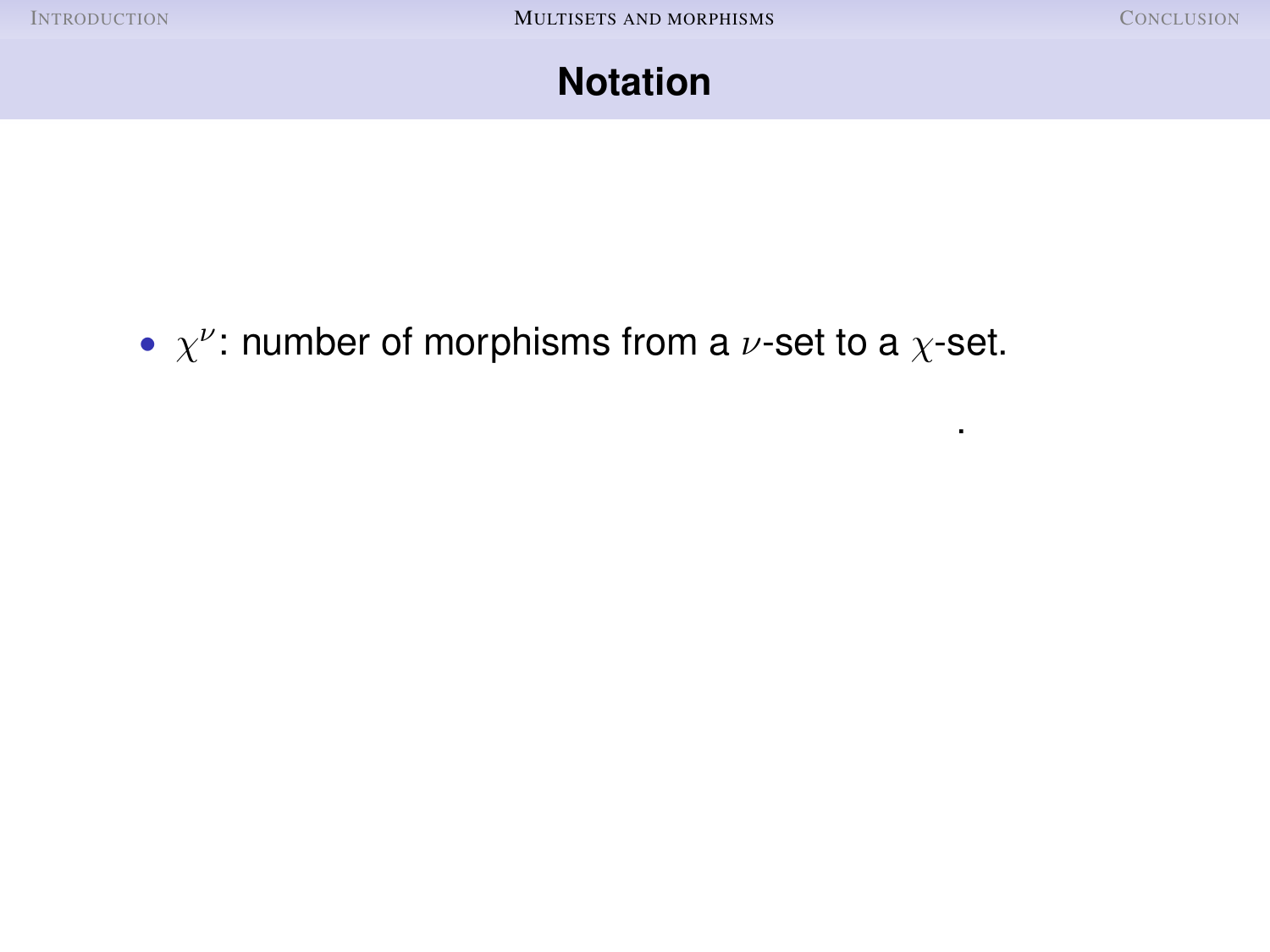## Notation

- $\chi^{\nu}$: number of morphisms from a $\nu$-set to a $\chi$-set.

.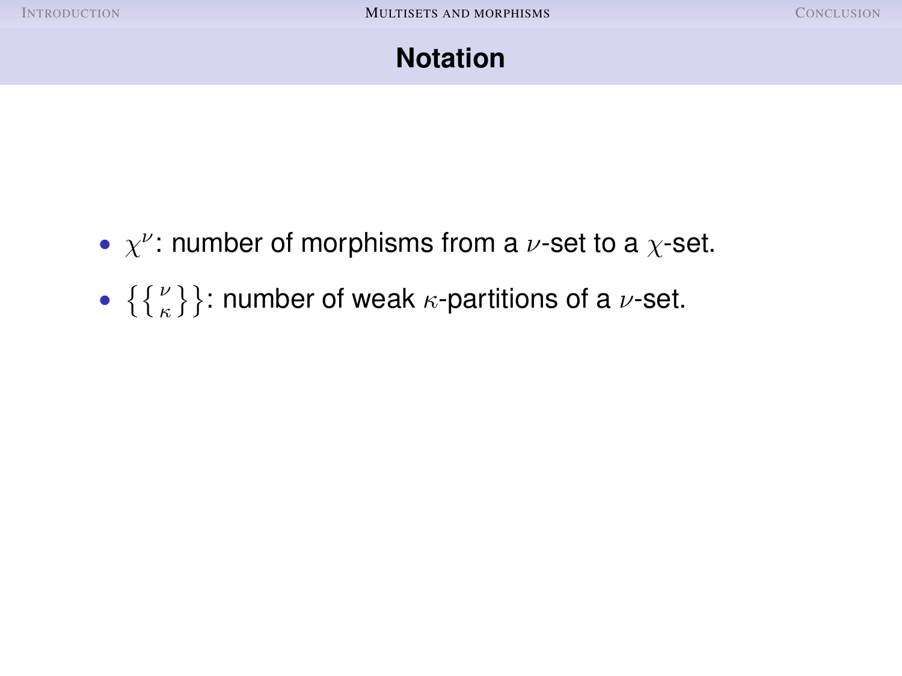## Notation

- $\chi^\nu$: number of morphisms from a $\nu$-set to a $\chi$-set.
- $\left\{\!\left\{ {\nu \atop \kappa} \right\}\!\right\}$: number of weak $\kappa$-partitions of a $\nu$-set.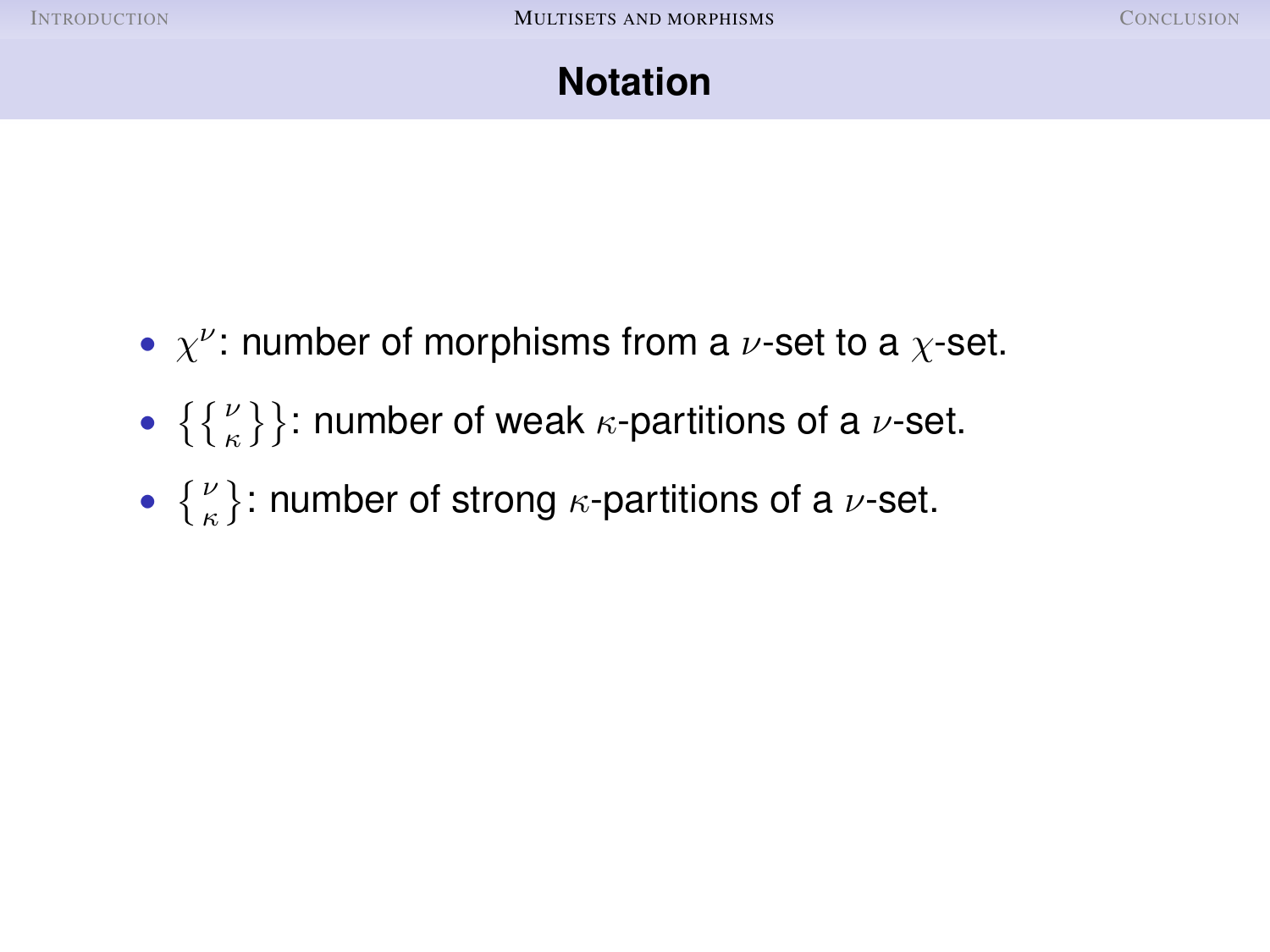## Notation

- $\chi^{\nu}$: number of morphisms from a $\nu$-set to a $\chi$-set.
- $\left\{\!\!\left\{ {\nu \atop \kappa} \right\}\!\!\right\}$: number of weak $\kappa$-partitions of a $\nu$-set.
- $\left\{ {\nu \atop \kappa} \right\}$: number of strong $\kappa$-partitions of a $\nu$-set.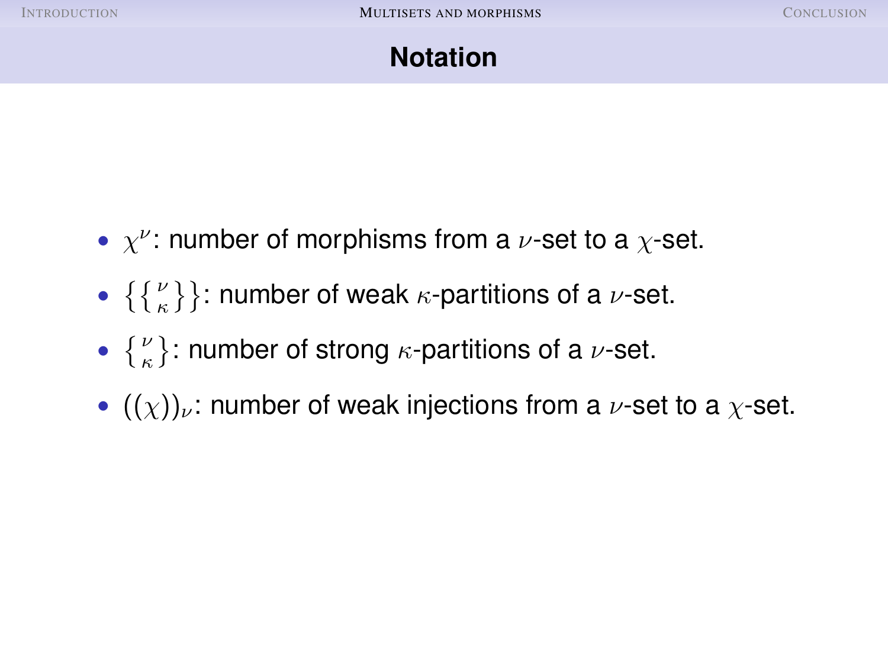## Notation

- $\chi^\nu$: number of morphisms from a $\nu$-set to a $\chi$-set.
- $\left\{\left\{ {\nu \atop \kappa} \right\}\right\}$: number of weak $\kappa$-partitions of a $\nu$-set.
- $\left\{ {\nu \atop \kappa} \right\}$: number of strong $\kappa$-partitions of a $\nu$-set.
- $((\chi))_\nu$: number of weak injections from a $\nu$-set to a $\chi$-set.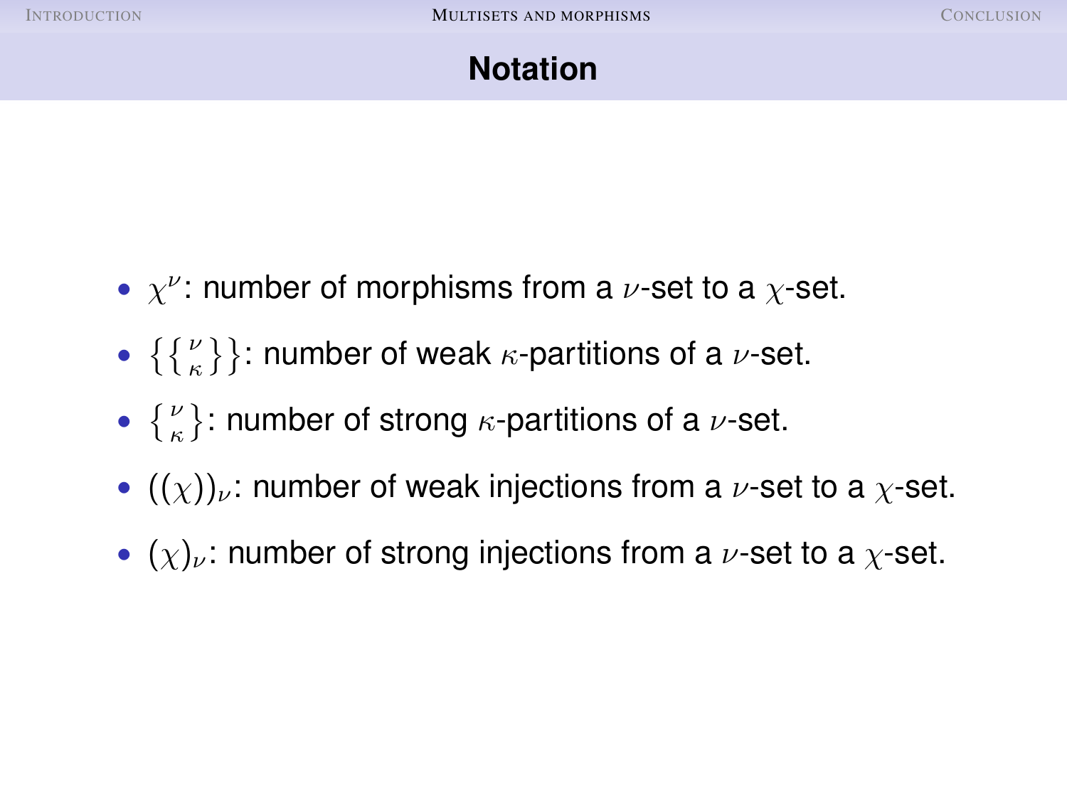## Notation

- $\chi^\nu$: number of morphisms from a $\nu$-set to a $\chi$-set.
- $\left\{\left\{ {\nu \atop \kappa} \right\}\right\}$: number of weak $\kappa$-partitions of a $\nu$-set.
- $\left\{ {\nu \atop \kappa} \right\}$: number of strong $\kappa$-partitions of a $\nu$-set.
- $((\chi))_\nu$: number of weak injections from a $\nu$-set to a $\chi$-set.
- $(\chi)_\nu$: number of strong injections from a $\nu$-set to a $\chi$-set.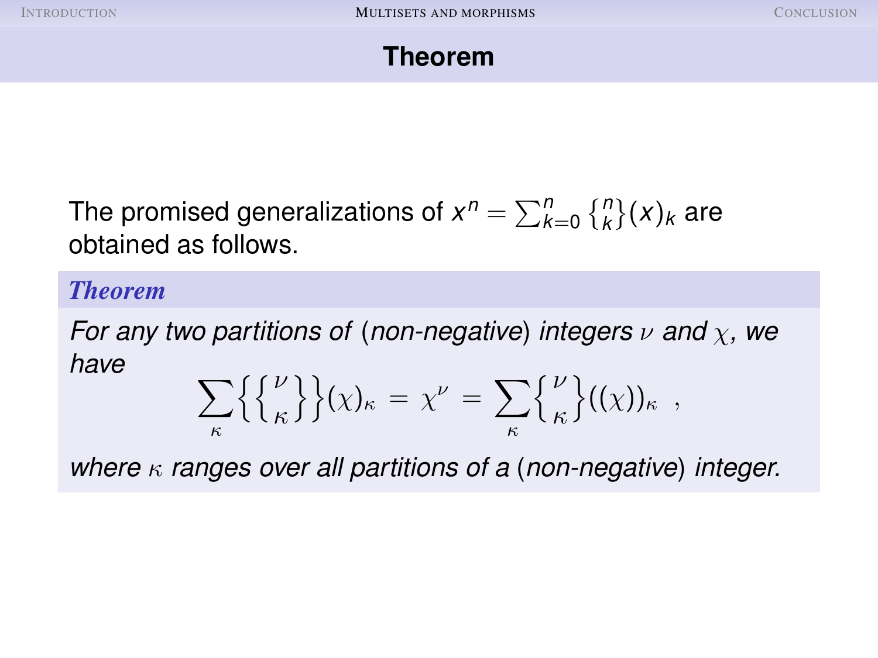## Theorem

The promised generalizations of $x^n = \sum_{k=0}^{n} \left\{ {n \atop k} \right\} (x)_k$ are obtained as follows.

***Theorem***

*For any two partitions of (non-negative) integers $\nu$ and $\chi$, we have*

$$\sum_{\kappa} \left\{ \left\{ {\nu \atop \kappa} \right\} \right\} (\chi)_\kappa = \chi^\nu = \sum_{\kappa} \left\{ {\nu \atop \kappa} \right\} ((\chi))_\kappa \ ,$$

*where $\kappa$ ranges over all partitions of a (non-negative) integer.*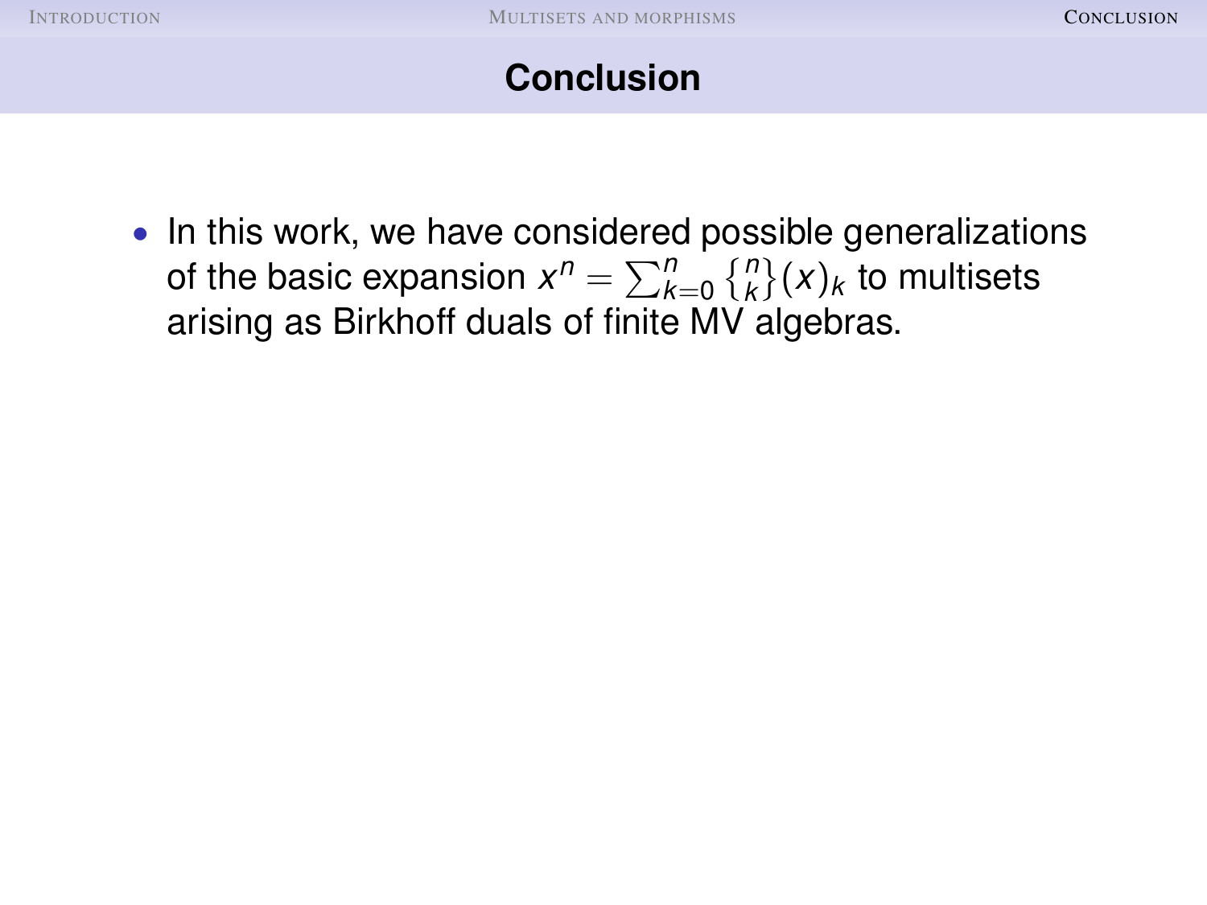# Conclusion

- In this work, we have considered possible generalizations of the basic expansion $x^n = \sum_{k=0}^{n} \left\{ {n \atop k} \right\} (x)_k$ to multisets arising as Birkhoff duals of finite MV algebras.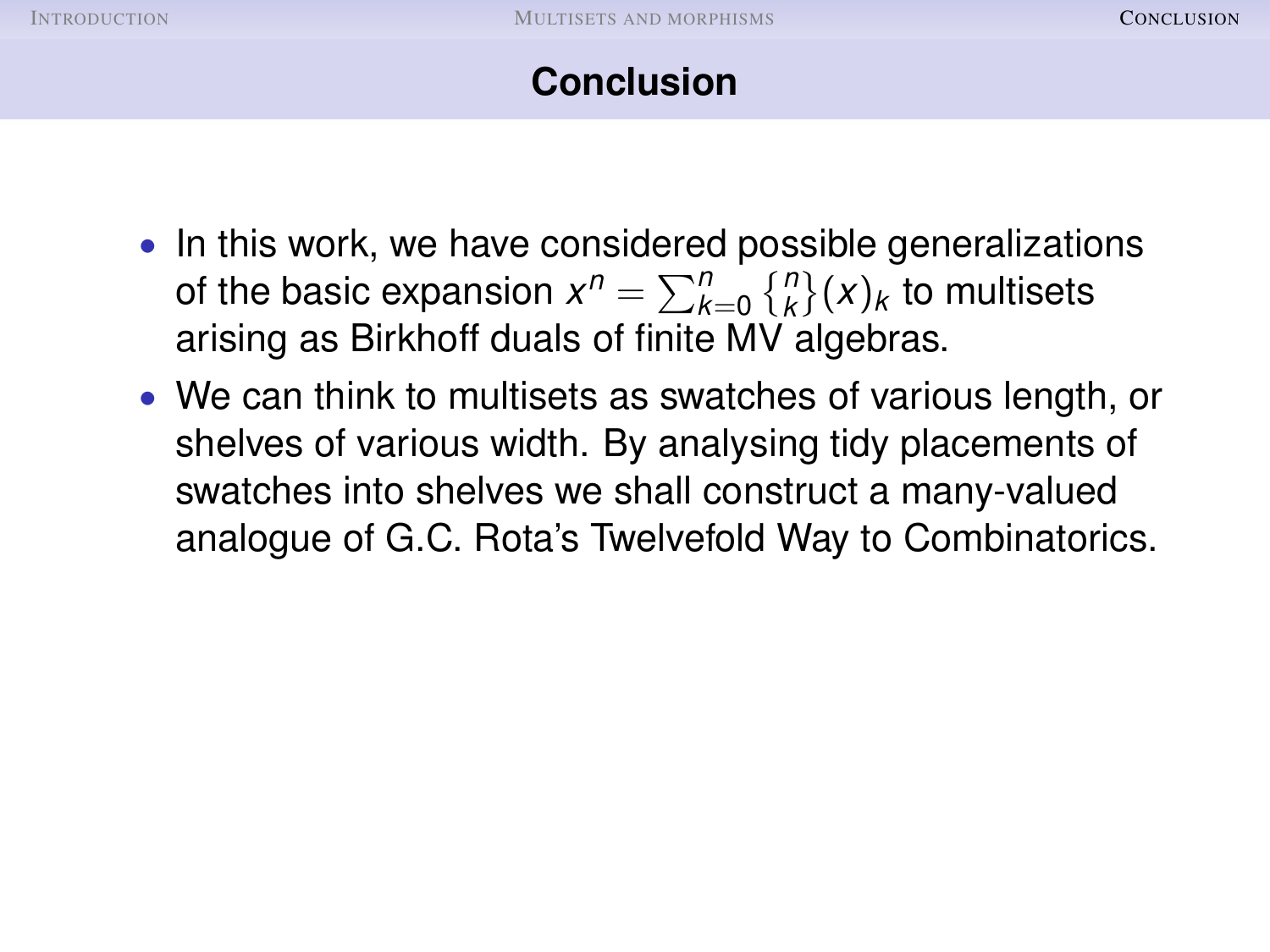## Conclusion

- In this work, we have considered possible generalizations of the basic expansion $x^n = \sum_{k=0}^{n} \left\{ {n \atop k} \right\} (x)_k$ to multisets arising as Birkhoff duals of finite MV algebras.
- We can think to multisets as swatches of various length, or shelves of various width. By analysing tidy placements of swatches into shelves we shall construct a many-valued analogue of G.C. Rota's Twelvefold Way to Combinatorics.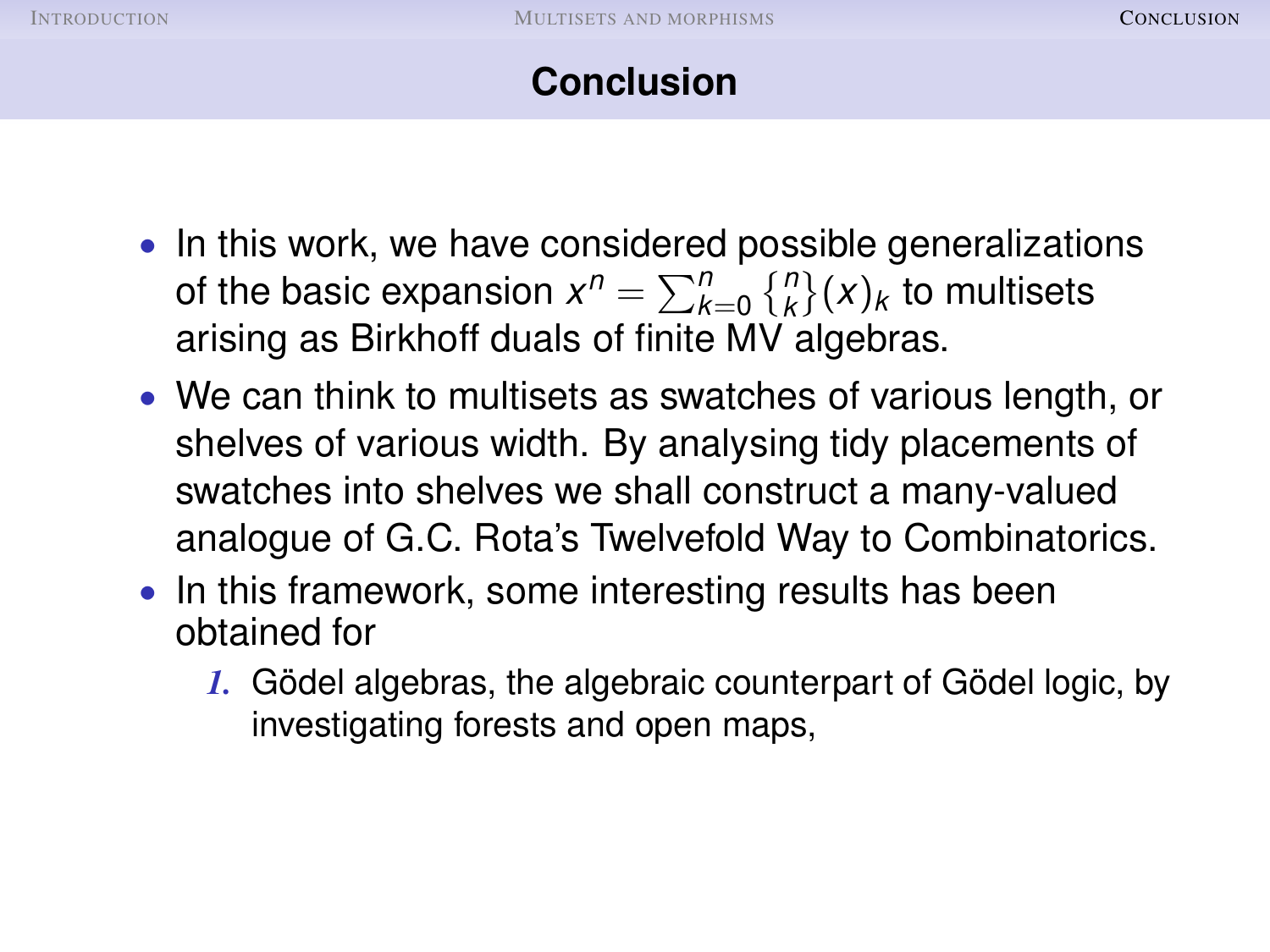# Conclusion

- In this work, we have considered possible generalizations of the basic expansion $x^n = \sum_{k=0}^{n} \left\{ {n \atop k} \right\} (x)_k$ to multisets arising as Birkhoff duals of finite MV algebras.
- We can think to multisets as swatches of various length, or shelves of various width. By analysing tidy placements of swatches into shelves we shall construct a many-valued analogue of G.C. Rota's Twelvefold Way to Combinatorics.
- In this framework, some interesting results has been obtained for
  1. Gödel algebras, the algebraic counterpart of Gödel logic, by investigating forests and open maps,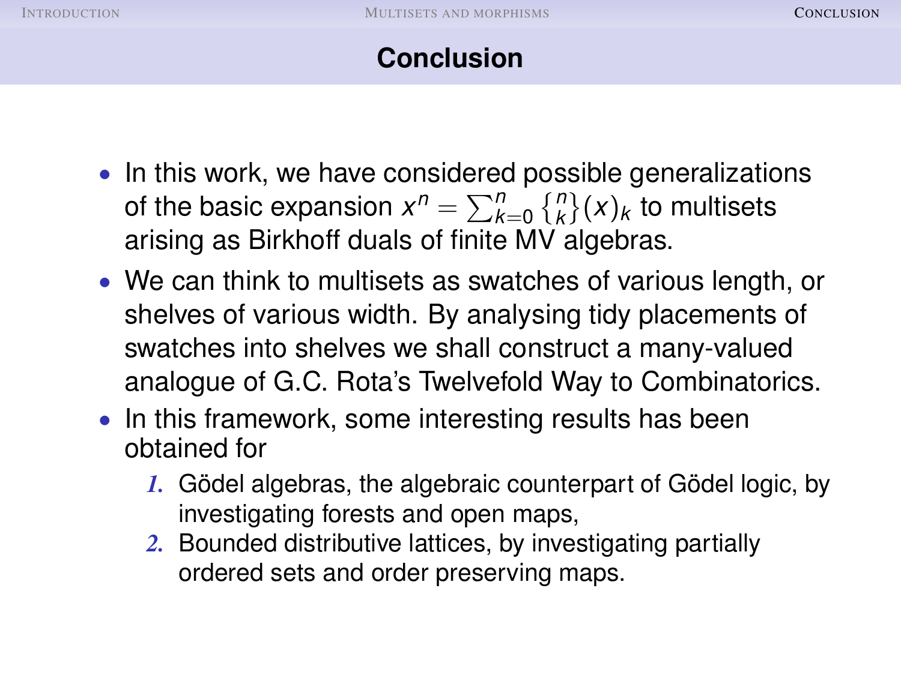# Conclusion

- In this work, we have considered possible generalizations of the basic expansion $x^n = \sum_{k=0}^{n} \left\{ {n \atop k} \right\} (x)_k$ to multisets arising as Birkhoff duals of finite MV algebras.
- We can think to multisets as swatches of various length, or shelves of various width. By analysing tidy placements of swatches into shelves we shall construct a many-valued analogue of G.C. Rota's Twelvefold Way to Combinatorics.
- In this framework, some interesting results has been obtained for
  1. Gödel algebras, the algebraic counterpart of Gödel logic, by investigating forests and open maps,
  2. Bounded distributive lattices, by investigating partially ordered sets and order preserving maps.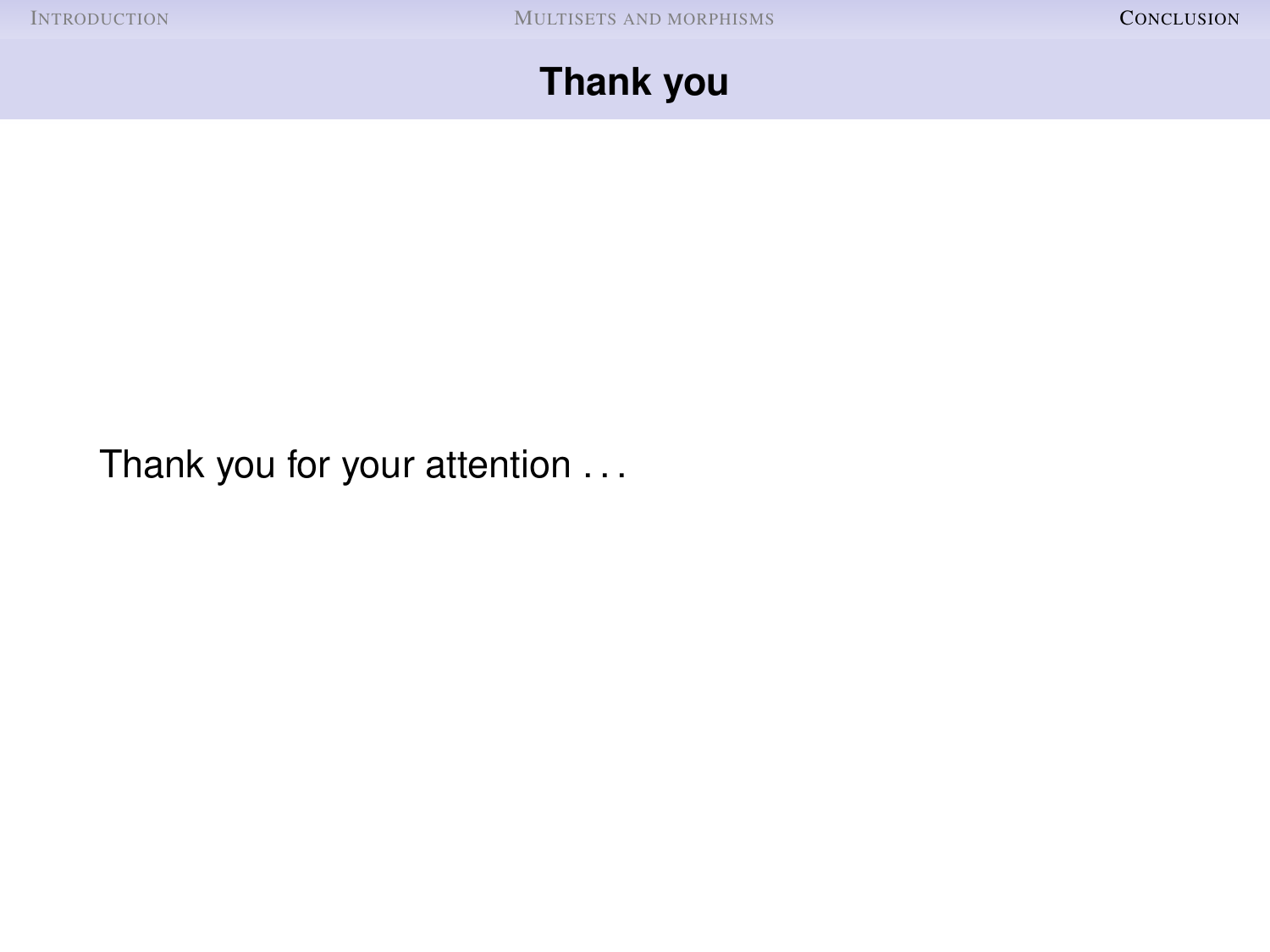## Thank you

Thank you for your attention . . .